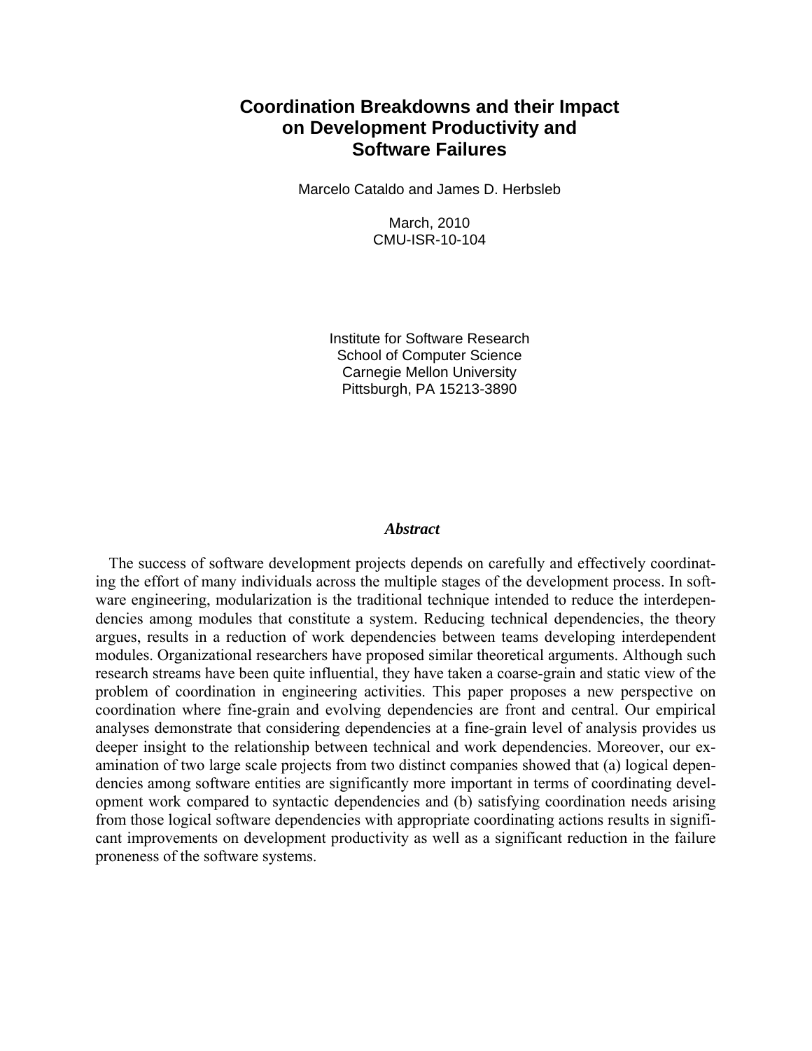# Coordination Breakdowns and their Impact on Development Productivity and Software Failures

Marcelo Cataldo and James D. Herbsleb

March, 2010
CMU-ISR-10-104

Institute for Software Research
School of Computer Science
Carnegie Mellon University
Pittsburgh, PA 15213-3890

### *Abstract*

The success of software development projects depends on carefully and effectively coordinating the effort of many individuals across the multiple stages of the development process. In software engineering, modularization is the traditional technique intended to reduce the interdependencies among modules that constitute a system. Reducing technical dependencies, the theory argues, results in a reduction of work dependencies between teams developing interdependent modules. Organizational researchers have proposed similar theoretical arguments. Although such research streams have been quite influential, they have taken a coarse-grain and static view of the problem of coordination in engineering activities. This paper proposes a new perspective on coordination where fine-grain and evolving dependencies are front and central. Our empirical analyses demonstrate that considering dependencies at a fine-grain level of analysis provides us deeper insight to the relationship between technical and work dependencies. Moreover, our examination of two large scale projects from two distinct companies showed that (a) logical dependencies among software entities are significantly more important in terms of coordinating development work compared to syntactic dependencies and (b) satisfying coordination needs arising from those logical software dependencies with appropriate coordinating actions results in significant improvements on development productivity as well as a significant reduction in the failure proneness of the software systems.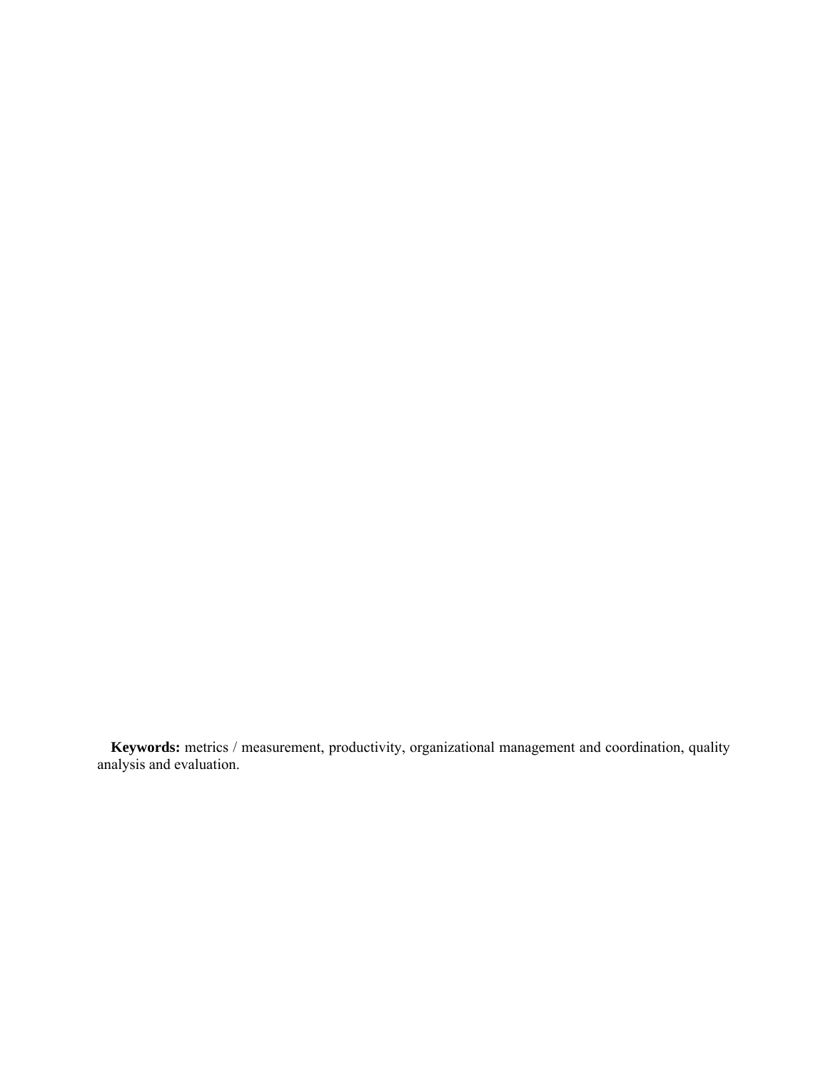**Keywords:** metrics / measurement, productivity, organizational management and coordination, quality analysis and evaluation.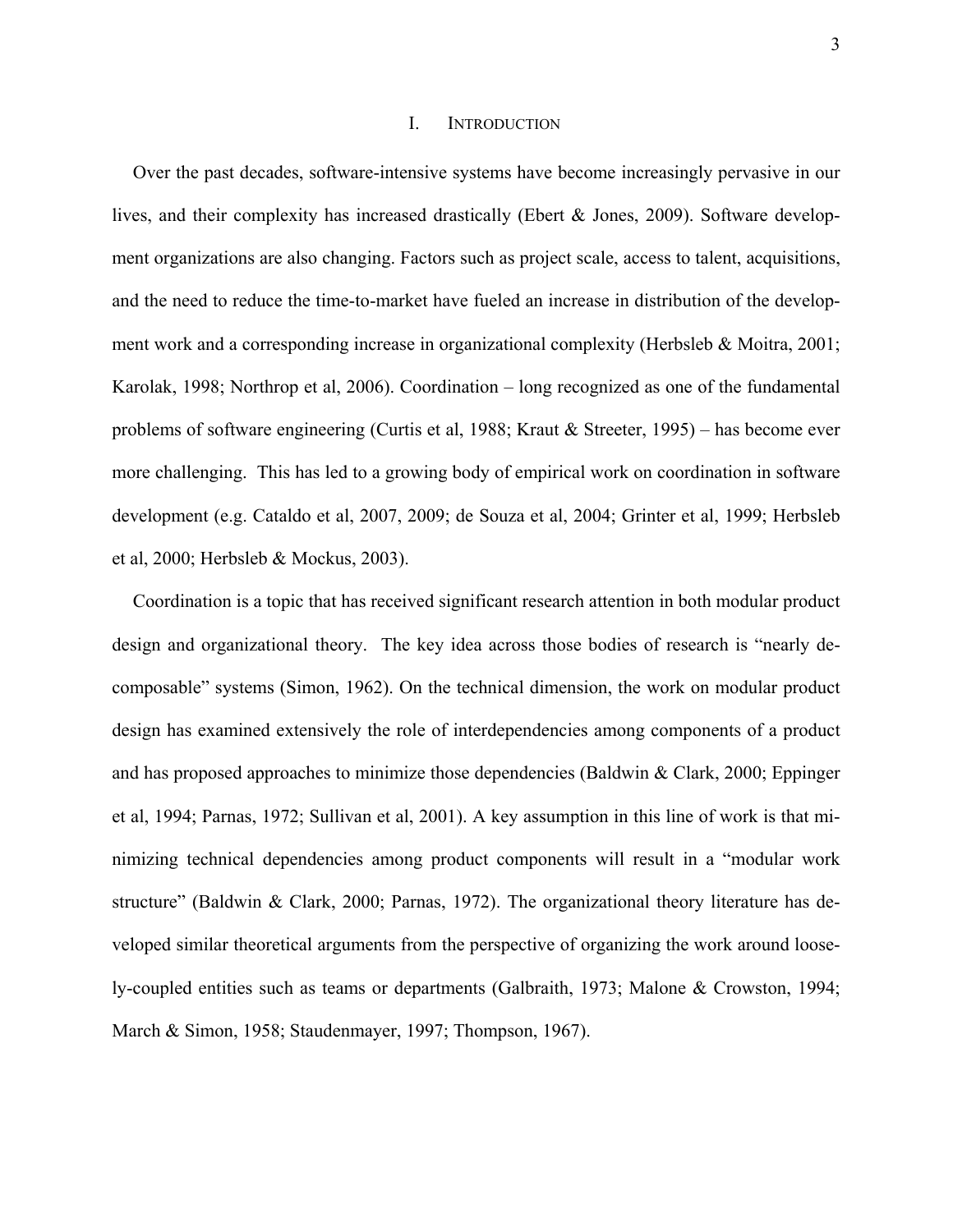# I. Introduction

Over the past decades, software-intensive systems have become increasingly pervasive in our lives, and their complexity has increased drastically (Ebert & Jones, 2009). Software development organizations are also changing. Factors such as project scale, access to talent, acquisitions, and the need to reduce the time-to-market have fueled an increase in distribution of the development work and a corresponding increase in organizational complexity (Herbsleb & Moitra, 2001; Karolak, 1998; Northrop et al, 2006). Coordination – long recognized as one of the fundamental problems of software engineering (Curtis et al, 1988; Kraut & Streeter, 1995) – has become ever more challenging. This has led to a growing body of empirical work on coordination in software development (e.g. Cataldo et al, 2007, 2009; de Souza et al, 2004; Grinter et al, 1999; Herbsleb et al, 2000; Herbsleb & Mockus, 2003).

Coordination is a topic that has received significant research attention in both modular product design and organizational theory. The key idea across those bodies of research is "nearly decomposable" systems (Simon, 1962). On the technical dimension, the work on modular product design has examined extensively the role of interdependencies among components of a product and has proposed approaches to minimize those dependencies (Baldwin & Clark, 2000; Eppinger et al, 1994; Parnas, 1972; Sullivan et al, 2001). A key assumption in this line of work is that minimizing technical dependencies among product components will result in a "modular work structure" (Baldwin & Clark, 2000; Parnas, 1972). The organizational theory literature has developed similar theoretical arguments from the perspective of organizing the work around loosely-coupled entities such as teams or departments (Galbraith, 1973; Malone & Crowston, 1994; March & Simon, 1958; Staudenmayer, 1997; Thompson, 1967).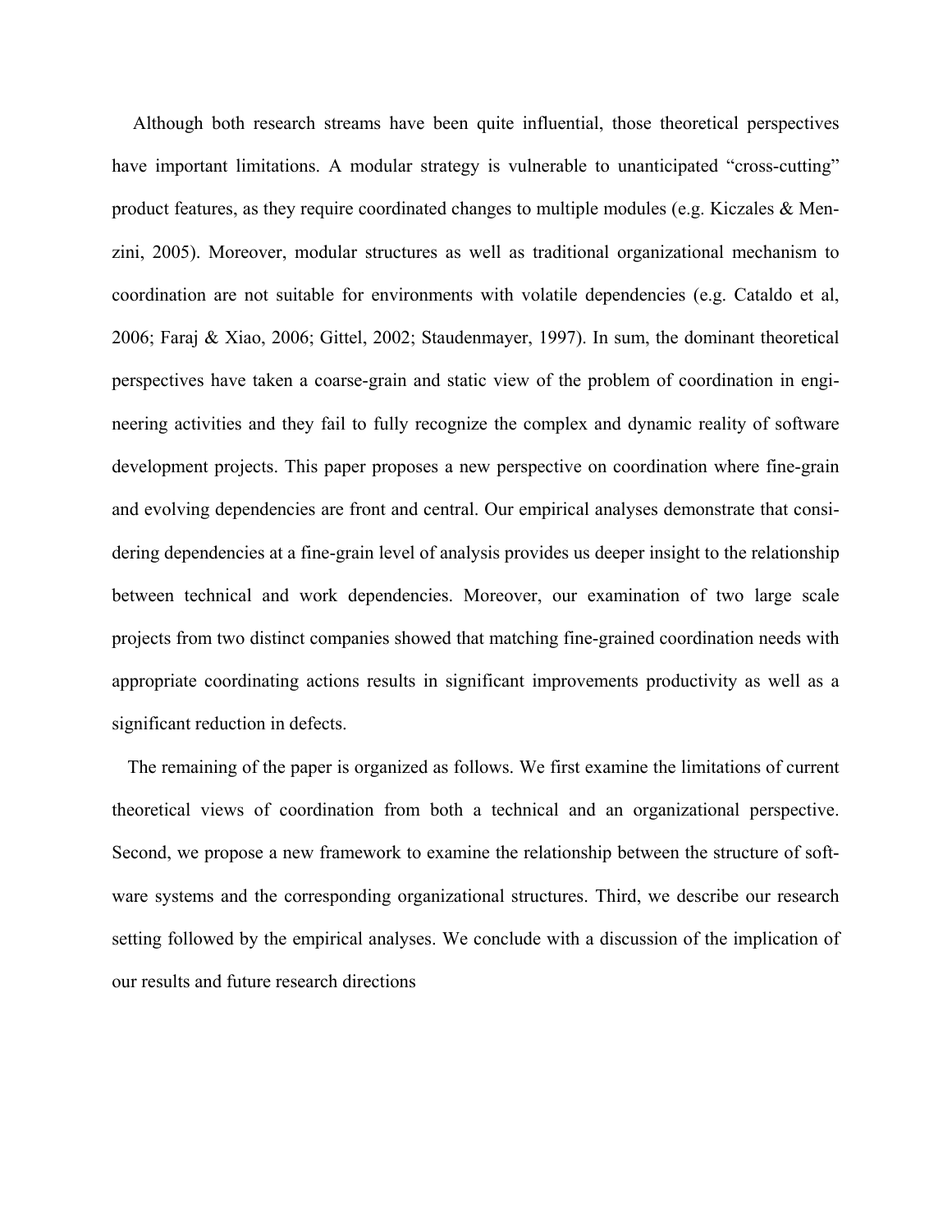Although both research streams have been quite influential, those theoretical perspectives have important limitations. A modular strategy is vulnerable to unanticipated "cross-cutting" product features, as they require coordinated changes to multiple modules (e.g. Kiczales & Menzini, 2005). Moreover, modular structures as well as traditional organizational mechanism to coordination are not suitable for environments with volatile dependencies (e.g. Cataldo et al, 2006; Faraj & Xiao, 2006; Gittel, 2002; Staudenmayer, 1997). In sum, the dominant theoretical perspectives have taken a coarse-grain and static view of the problem of coordination in engineering activities and they fail to fully recognize the complex and dynamic reality of software development projects. This paper proposes a new perspective on coordination where fine-grain and evolving dependencies are front and central. Our empirical analyses demonstrate that considering dependencies at a fine-grain level of analysis provides us deeper insight to the relationship between technical and work dependencies. Moreover, our examination of two large scale projects from two distinct companies showed that matching fine-grained coordination needs with appropriate coordinating actions results in significant improvements productivity as well as a significant reduction in defects.

The remaining of the paper is organized as follows. We first examine the limitations of current theoretical views of coordination from both a technical and an organizational perspective. Second, we propose a new framework to examine the relationship between the structure of software systems and the corresponding organizational structures. Third, we describe our research setting followed by the empirical analyses. We conclude with a discussion of the implication of our results and future research directions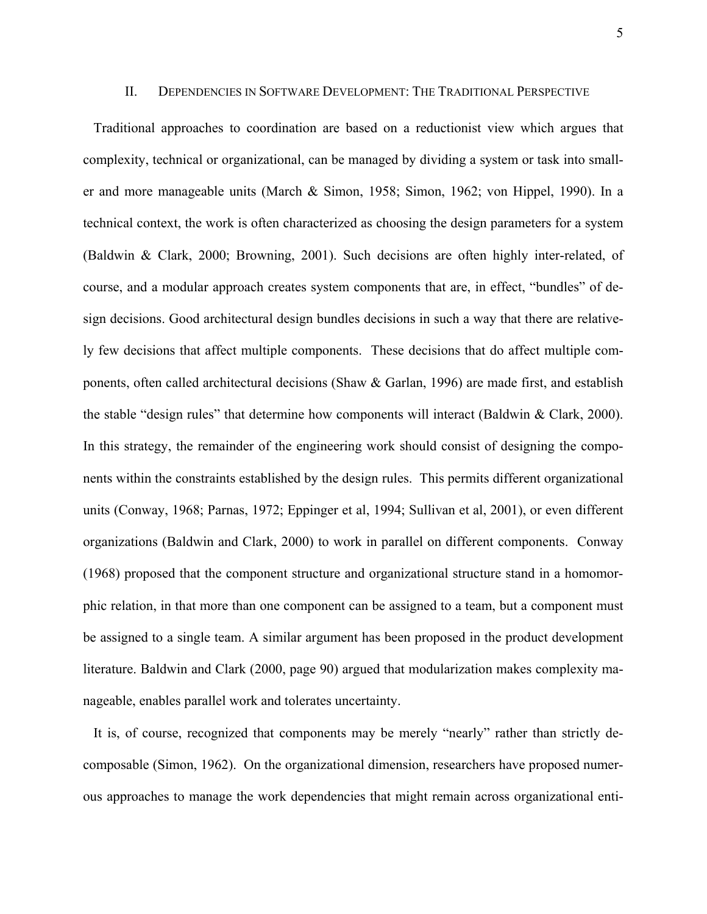## II. Dependencies in Software Development: The Traditional Perspective

Traditional approaches to coordination are based on a reductionist view which argues that complexity, technical or organizational, can be managed by dividing a system or task into smaller and more manageable units (March & Simon, 1958; Simon, 1962; von Hippel, 1990). In a technical context, the work is often characterized as choosing the design parameters for a system (Baldwin & Clark, 2000; Browning, 2001). Such decisions are often highly inter-related, of course, and a modular approach creates system components that are, in effect, "bundles" of design decisions. Good architectural design bundles decisions in such a way that there are relatively few decisions that affect multiple components. These decisions that do affect multiple components, often called architectural decisions (Shaw & Garlan, 1996) are made first, and establish the stable "design rules" that determine how components will interact (Baldwin & Clark, 2000). In this strategy, the remainder of the engineering work should consist of designing the components within the constraints established by the design rules. This permits different organizational units (Conway, 1968; Parnas, 1972; Eppinger et al, 1994; Sullivan et al, 2001), or even different organizations (Baldwin and Clark, 2000) to work in parallel on different components. Conway (1968) proposed that the component structure and organizational structure stand in a homomorphic relation, in that more than one component can be assigned to a team, but a component must be assigned to a single team. A similar argument has been proposed in the product development literature. Baldwin and Clark (2000, page 90) argued that modularization makes complexity manageable, enables parallel work and tolerates uncertainty.

It is, of course, recognized that components may be merely "nearly" rather than strictly decomposable (Simon, 1962). On the organizational dimension, researchers have proposed numerous approaches to manage the work dependencies that might remain across organizational enti-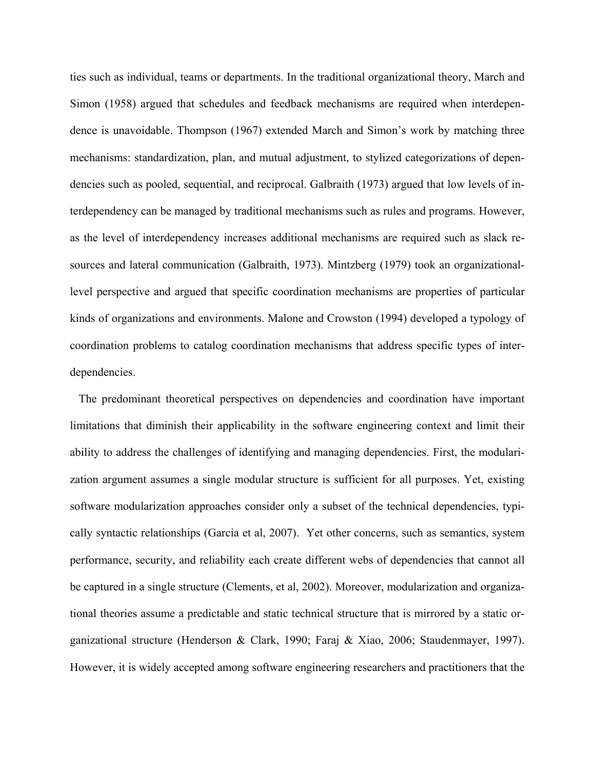ties such as individual, teams or departments. In the traditional organizational theory, March and Simon (1958) argued that schedules and feedback mechanisms are required when interdependence is unavoidable. Thompson (1967) extended March and Simon's work by matching three mechanisms: standardization, plan, and mutual adjustment, to stylized categorizations of dependencies such as pooled, sequential, and reciprocal. Galbraith (1973) argued that low levels of interdependency can be managed by traditional mechanisms such as rules and programs. However, as the level of interdependency increases additional mechanisms are required such as slack resources and lateral communication (Galbraith, 1973). Mintzberg (1979) took an organizational-level perspective and argued that specific coordination mechanisms are properties of particular kinds of organizations and environments. Malone and Crowston (1994) developed a typology of coordination problems to catalog coordination mechanisms that address specific types of interdependencies.

The predominant theoretical perspectives on dependencies and coordination have important limitations that diminish their applicability in the software engineering context and limit their ability to address the challenges of identifying and managing dependencies. First, the modularization argument assumes a single modular structure is sufficient for all purposes. Yet, existing software modularization approaches consider only a subset of the technical dependencies, typically syntactic relationships (Garcia et al, 2007). Yet other concerns, such as semantics, system performance, security, and reliability each create different webs of dependencies that cannot all be captured in a single structure (Clements, et al, 2002). Moreover, modularization and organizational theories assume a predictable and static technical structure that is mirrored by a static organizational structure (Henderson & Clark, 1990; Faraj & Xiao, 2006; Staudenmayer, 1997). However, it is widely accepted among software engineering researchers and practitioners that the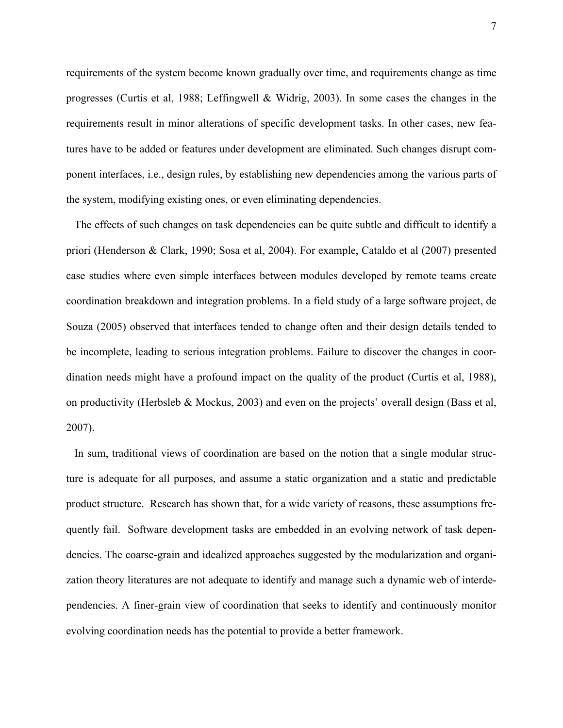requirements of the system become known gradually over time, and requirements change as time progresses (Curtis et al, 1988; Leffingwell & Widrig, 2003). In some cases the changes in the requirements result in minor alterations of specific development tasks. In other cases, new features have to be added or features under development are eliminated. Such changes disrupt component interfaces, i.e., design rules, by establishing new dependencies among the various parts of the system, modifying existing ones, or even eliminating dependencies.

The effects of such changes on task dependencies can be quite subtle and difficult to identify a priori (Henderson & Clark, 1990; Sosa et al, 2004). For example, Cataldo et al (2007) presented case studies where even simple interfaces between modules developed by remote teams create coordination breakdown and integration problems. In a field study of a large software project, de Souza (2005) observed that interfaces tended to change often and their design details tended to be incomplete, leading to serious integration problems. Failure to discover the changes in coordination needs might have a profound impact on the quality of the product (Curtis et al, 1988), on productivity (Herbsleb & Mockus, 2003) and even on the projects' overall design (Bass et al, 2007).

In sum, traditional views of coordination are based on the notion that a single modular structure is adequate for all purposes, and assume a static organization and a static and predictable product structure. Research has shown that, for a wide variety of reasons, these assumptions frequently fail. Software development tasks are embedded in an evolving network of task dependencies. The coarse-grain and idealized approaches suggested by the modularization and organization theory literatures are not adequate to identify and manage such a dynamic web of interdependencies. A finer-grain view of coordination that seeks to identify and continuously monitor evolving coordination needs has the potential to provide a better framework.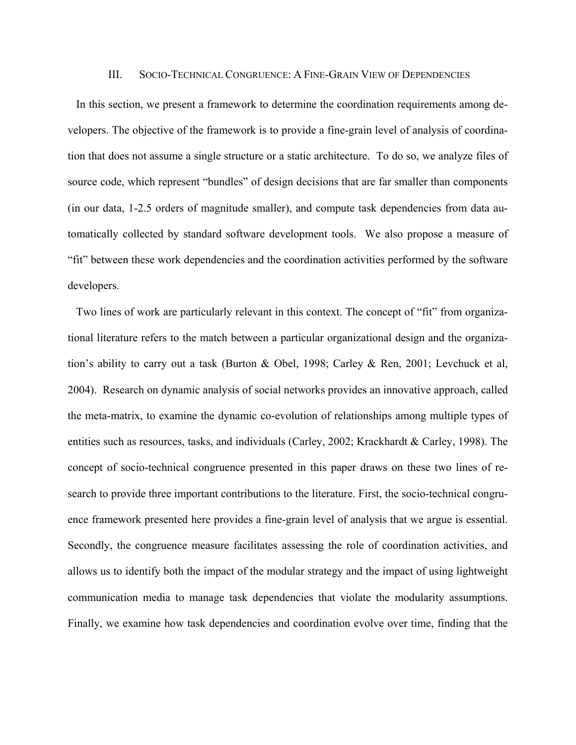## III. Socio-Technical Congruence: A Fine-Grain View of Dependencies

In this section, we present a framework to determine the coordination requirements among developers. The objective of the framework is to provide a fine-grain level of analysis of coordination that does not assume a single structure or a static architecture. To do so, we analyze files of source code, which represent "bundles" of design decisions that are far smaller than components (in our data, 1-2.5 orders of magnitude smaller), and compute task dependencies from data automatically collected by standard software development tools. We also propose a measure of "fit" between these work dependencies and the coordination activities performed by the software developers.

Two lines of work are particularly relevant in this context. The concept of "fit" from organizational literature refers to the match between a particular organizational design and the organization's ability to carry out a task (Burton & Obel, 1998; Carley & Ren, 2001; Levchuck et al, 2004). Research on dynamic analysis of social networks provides an innovative approach, called the meta-matrix, to examine the dynamic co-evolution of relationships among multiple types of entities such as resources, tasks, and individuals (Carley, 2002; Krackhardt & Carley, 1998). The concept of socio-technical congruence presented in this paper draws on these two lines of research to provide three important contributions to the literature. First, the socio-technical congruence framework presented here provides a fine-grain level of analysis that we argue is essential. Secondly, the congruence measure facilitates assessing the role of coordination activities, and allows us to identify both the impact of the modular strategy and the impact of using lightweight communication media to manage task dependencies that violate the modularity assumptions. Finally, we examine how task dependencies and coordination evolve over time, finding that the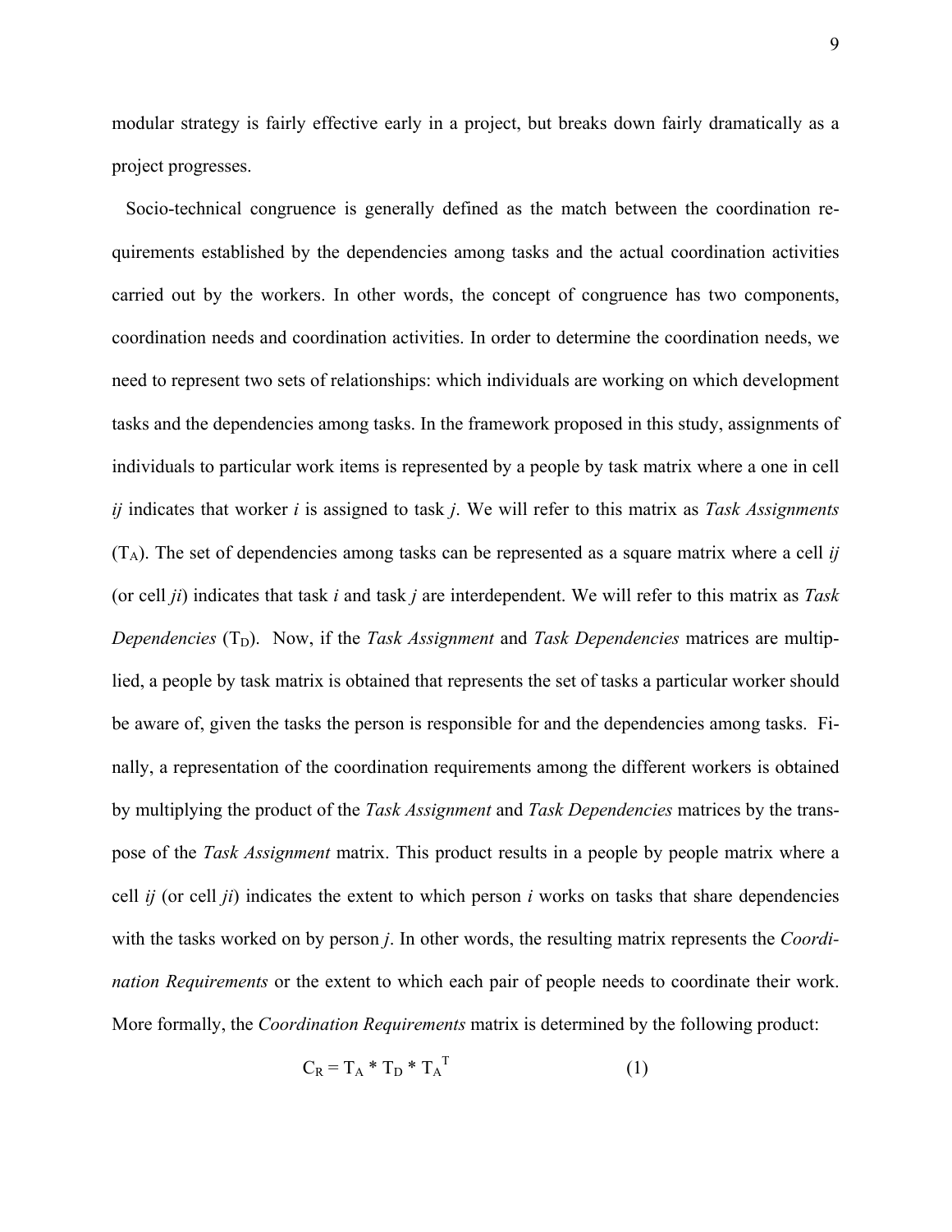modular strategy is fairly effective early in a project, but breaks down fairly dramatically as a project progresses.

Socio-technical congruence is generally defined as the match between the coordination requirements established by the dependencies among tasks and the actual coordination activities carried out by the workers. In other words, the concept of congruence has two components, coordination needs and coordination activities. In order to determine the coordination needs, we need to represent two sets of relationships: which individuals are working on which development tasks and the dependencies among tasks. In the framework proposed in this study, assignments of individuals to particular work items is represented by a people by task matrix where a one in cell *ij* indicates that worker *i* is assigned to task *j*. We will refer to this matrix as *Task Assignments* ($T_A$). The set of dependencies among tasks can be represented as a square matrix where a cell *ij* (or cell *ji*) indicates that task *i* and task *j* are interdependent. We will refer to this matrix as *Task Dependencies* ($T_D$). Now, if the *Task Assignment* and *Task Dependencies* matrices are multiplied, a people by task matrix is obtained that represents the set of tasks a particular worker should be aware of, given the tasks the person is responsible for and the dependencies among tasks. Finally, a representation of the coordination requirements among the different workers is obtained by multiplying the product of the *Task Assignment* and *Task Dependencies* matrices by the transpose of the *Task Assignment* matrix. This product results in a people by people matrix where a cell *ij* (or cell *ji*) indicates the extent to which person *i* works on tasks that share dependencies with the tasks worked on by person *j*. In other words, the resulting matrix represents the *Coordination Requirements* or the extent to which each pair of people needs to coordinate their work. More formally, the *Coordination Requirements* matrix is determined by the following product:

$$C_R = T_A * T_D * T_A^T \qquad (1)$$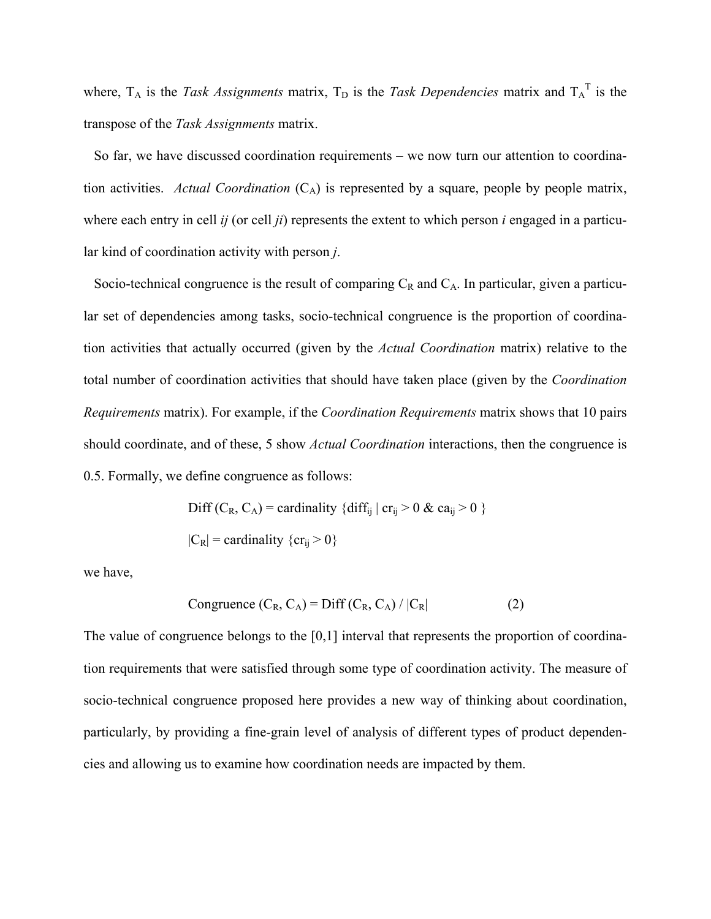where, $T_A$ is the *Task Assignments* matrix, $T_D$ is the *Task Dependencies* matrix and $T_A^T$ is the transpose of the *Task Assignments* matrix.

So far, we have discussed coordination requirements – we now turn our attention to coordination activities. *Actual Coordination* ($C_A$) is represented by a square, people by people matrix, where each entry in cell *ij* (or cell *ji*) represents the extent to which person *i* engaged in a particular kind of coordination activity with person *j*.

Socio-technical congruence is the result of comparing $C_R$ and $C_A$. In particular, given a particular set of dependencies among tasks, socio-technical congruence is the proportion of coordination activities that actually occurred (given by the *Actual Coordination* matrix) relative to the total number of coordination activities that should have taken place (given by the *Coordination Requirements* matrix). For example, if the *Coordination Requirements* matrix shows that 10 pairs should coordinate, and of these, 5 show *Actual Coordination* interactions, then the congruence is 0.5. Formally, we define congruence as follows:

$$\text{Diff}(C_R, C_A) = \text{cardinality } \{\text{diff}_{ij} \mid cr_{ij} > 0 \ \& \ ca_{ij} > 0 \}$$

$$|C_R| = \text{cardinality } \{cr_{ij} > 0\}$$

we have,

$$\text{Congruence}(C_R, C_A) = \text{Diff}(C_R, C_A) / |C_R| \qquad (2)$$

The value of congruence belongs to the [0,1] interval that represents the proportion of coordination requirements that were satisfied through some type of coordination activity. The measure of socio-technical congruence proposed here provides a new way of thinking about coordination, particularly, by providing a fine-grain level of analysis of different types of product dependencies and allowing us to examine how coordination needs are impacted by them.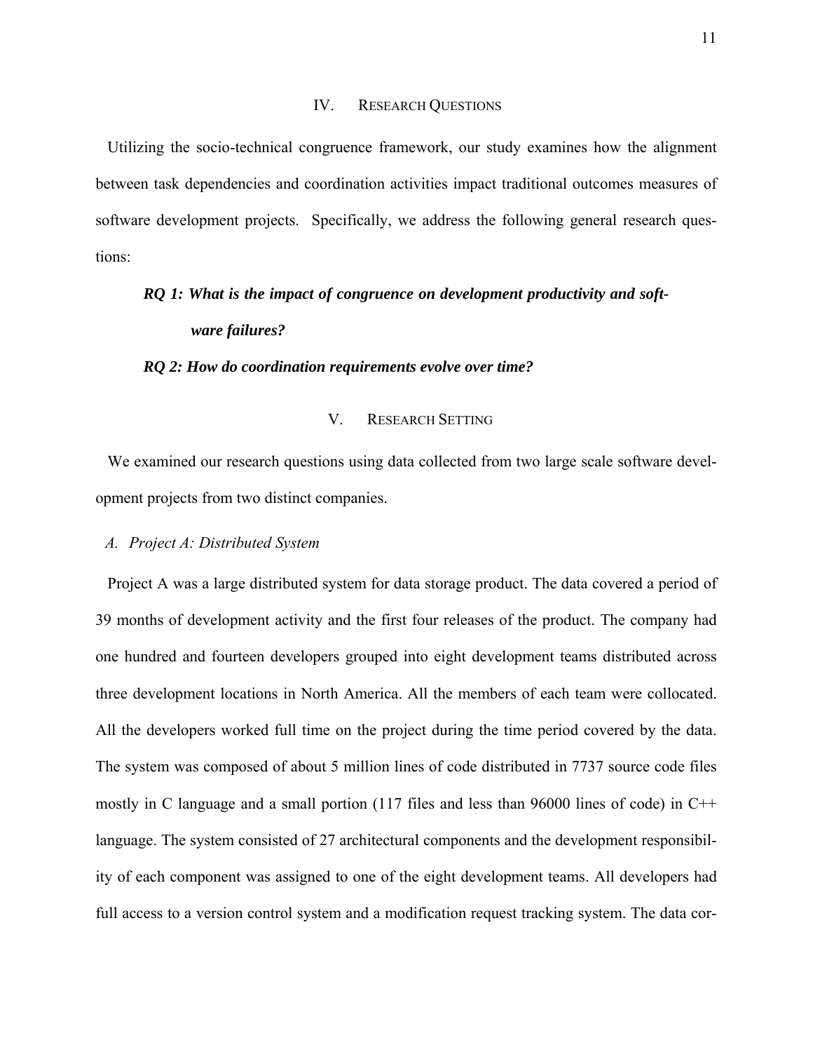## IV. Research Questions

Utilizing the socio-technical congruence framework, our study examines how the alignment between task dependencies and coordination activities impact traditional outcomes measures of software development projects. Specifically, we address the following general research questions:

***RQ 1: What is the impact of congruence on development productivity and software failures?***

***RQ 2: How do coordination requirements evolve over time?***

## V. Research Setting

We examined our research questions using data collected from two large scale software development projects from two distinct companies.

### *A. Project A: Distributed System*

Project A was a large distributed system for data storage product. The data covered a period of 39 months of development activity and the first four releases of the product. The company had one hundred and fourteen developers grouped into eight development teams distributed across three development locations in North America. All the members of each team were collocated. All the developers worked full time on the project during the time period covered by the data. The system was composed of about 5 million lines of code distributed in 7737 source code files mostly in C language and a small portion (117 files and less than 96000 lines of code) in C++ language. The system consisted of 27 architectural components and the development responsibility of each component was assigned to one of the eight development teams. All developers had full access to a version control system and a modification request tracking system. The data cor-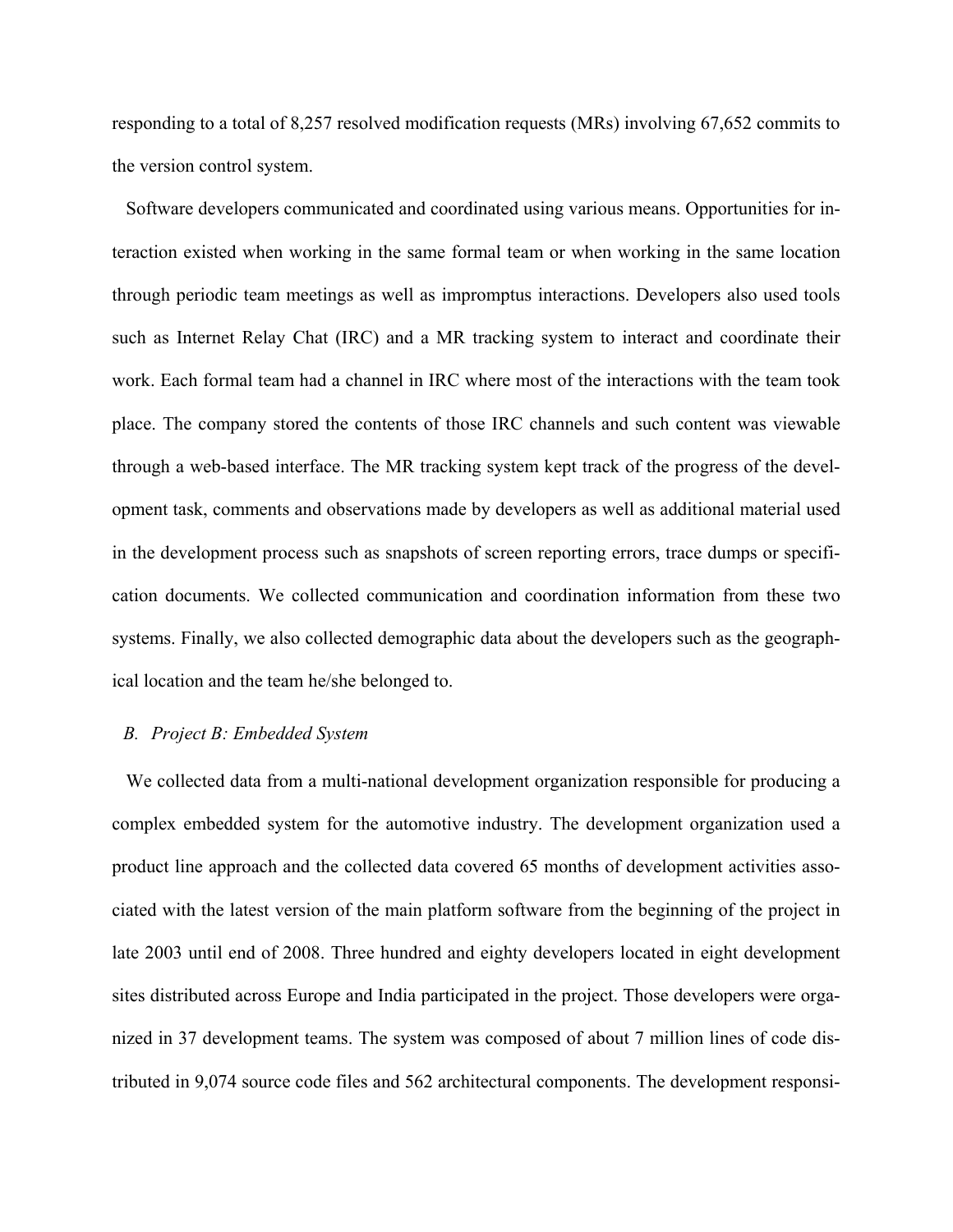responding to a total of 8,257 resolved modification requests (MRs) involving 67,652 commits to the version control system.

Software developers communicated and coordinated using various means. Opportunities for interaction existed when working in the same formal team or when working in the same location through periodic team meetings as well as impromptus interactions. Developers also used tools such as Internet Relay Chat (IRC) and a MR tracking system to interact and coordinate their work. Each formal team had a channel in IRC where most of the interactions with the team took place. The company stored the contents of those IRC channels and such content was viewable through a web-based interface. The MR tracking system kept track of the progress of the development task, comments and observations made by developers as well as additional material used in the development process such as snapshots of screen reporting errors, trace dumps or specification documents. We collected communication and coordination information from these two systems. Finally, we also collected demographic data about the developers such as the geographical location and the team he/she belonged to.

### *B. Project B: Embedded System*

We collected data from a multi-national development organization responsible for producing a complex embedded system for the automotive industry. The development organization used a product line approach and the collected data covered 65 months of development activities associated with the latest version of the main platform software from the beginning of the project in late 2003 until end of 2008. Three hundred and eighty developers located in eight development sites distributed across Europe and India participated in the project. Those developers were organized in 37 development teams. The system was composed of about 7 million lines of code distributed in 9,074 source code files and 562 architectural components. The development responsi-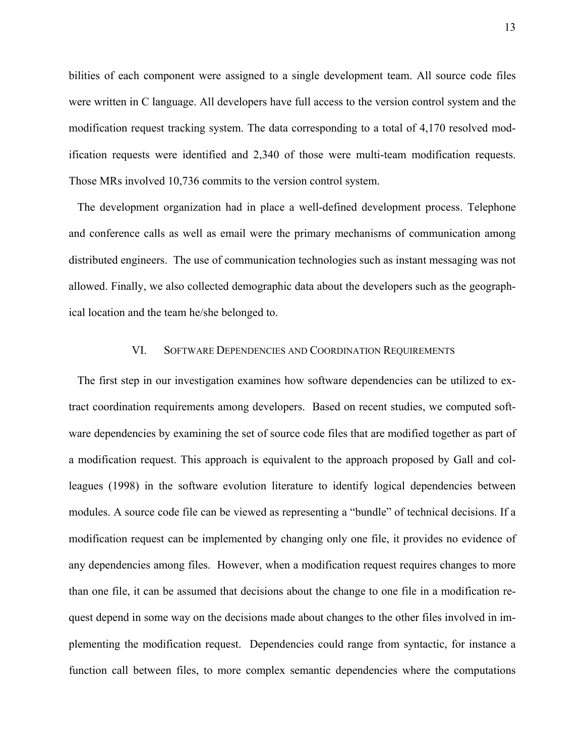bilities of each component were assigned to a single development team. All source code files were written in C language. All developers have full access to the version control system and the modification request tracking system. The data corresponding to a total of 4,170 resolved modification requests were identified and 2,340 of those were multi-team modification requests. Those MRs involved 10,736 commits to the version control system.

The development organization had in place a well-defined development process. Telephone and conference calls as well as email were the primary mechanisms of communication among distributed engineers. The use of communication technologies such as instant messaging was not allowed. Finally, we also collected demographic data about the developers such as the geographical location and the team he/she belonged to.

## VI. Software Dependencies and Coordination Requirements

The first step in our investigation examines how software dependencies can be utilized to extract coordination requirements among developers. Based on recent studies, we computed software dependencies by examining the set of source code files that are modified together as part of a modification request. This approach is equivalent to the approach proposed by Gall and colleagues (1998) in the software evolution literature to identify logical dependencies between modules. A source code file can be viewed as representing a "bundle" of technical decisions. If a modification request can be implemented by changing only one file, it provides no evidence of any dependencies among files. However, when a modification request requires changes to more than one file, it can be assumed that decisions about the change to one file in a modification request depend in some way on the decisions made about changes to the other files involved in implementing the modification request. Dependencies could range from syntactic, for instance a function call between files, to more complex semantic dependencies where the computations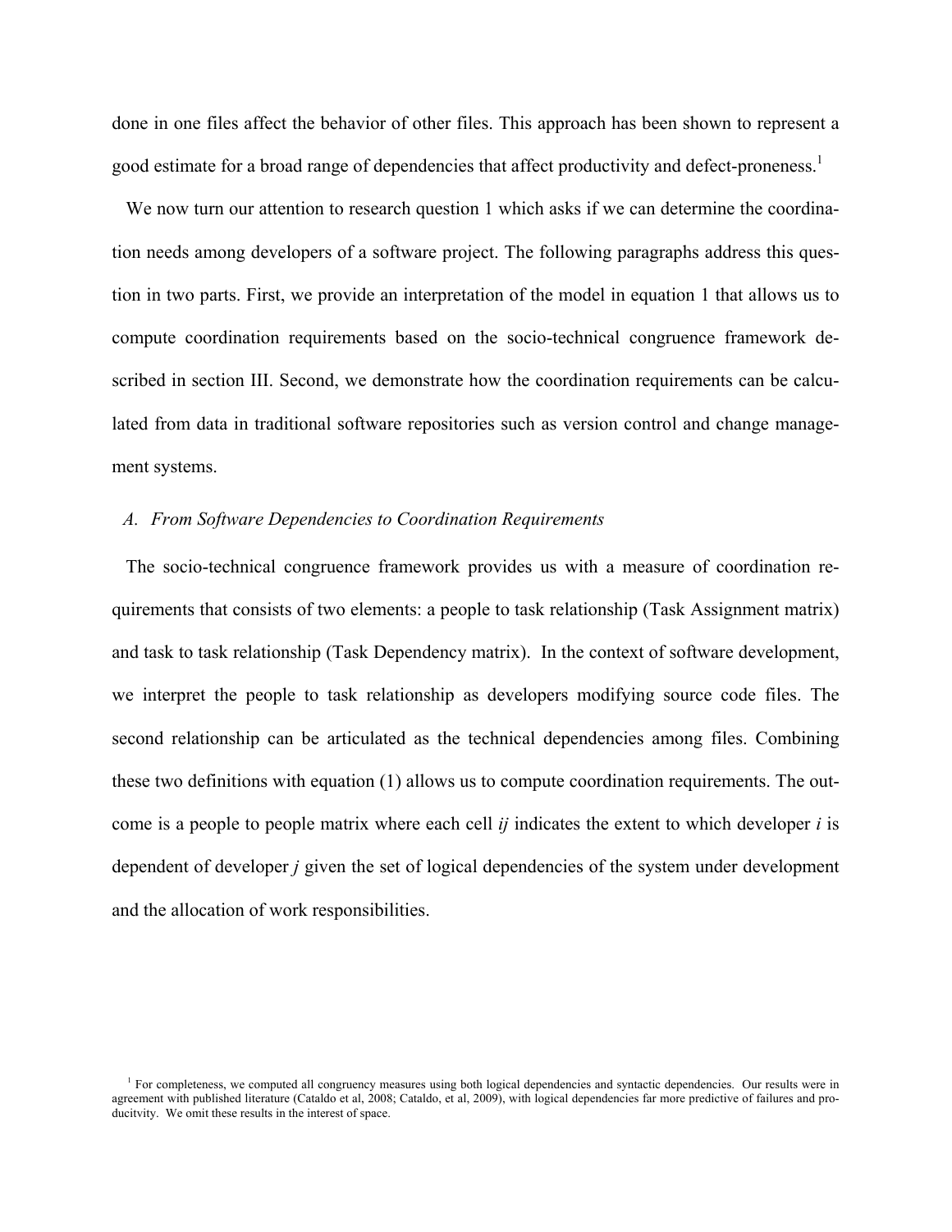done in one files affect the behavior of other files. This approach has been shown to represent a good estimate for a broad range of dependencies that affect productivity and defect-proneness.[1]

We now turn our attention to research question 1 which asks if we can determine the coordination needs among developers of a software project. The following paragraphs address this question in two parts. First, we provide an interpretation of the model in equation 1 that allows us to compute coordination requirements based on the socio-technical congruence framework described in section III. Second, we demonstrate how the coordination requirements can be calculated from data in traditional software repositories such as version control and change management systems.

### A. From Software Dependencies to Coordination Requirements

The socio-technical congruence framework provides us with a measure of coordination requirements that consists of two elements: a people to task relationship (Task Assignment matrix) and task to task relationship (Task Dependency matrix). In the context of software development, we interpret the people to task relationship as developers modifying source code files. The second relationship can be articulated as the technical dependencies among files. Combining these two definitions with equation (1) allows us to compute coordination requirements. The outcome is a people to people matrix where each cell *ij* indicates the extent to which developer *i* is dependent of developer *j* given the set of logical dependencies of the system under development and the allocation of work responsibilities.

[1] For completeness, we computed all congruency measures using both logical dependencies and syntactic dependencies. Our results were in agreement with published literature (Cataldo et al, 2008; Cataldo, et al, 2009), with logical dependencies far more predictive of failures and producitvity. We omit these results in the interest of space.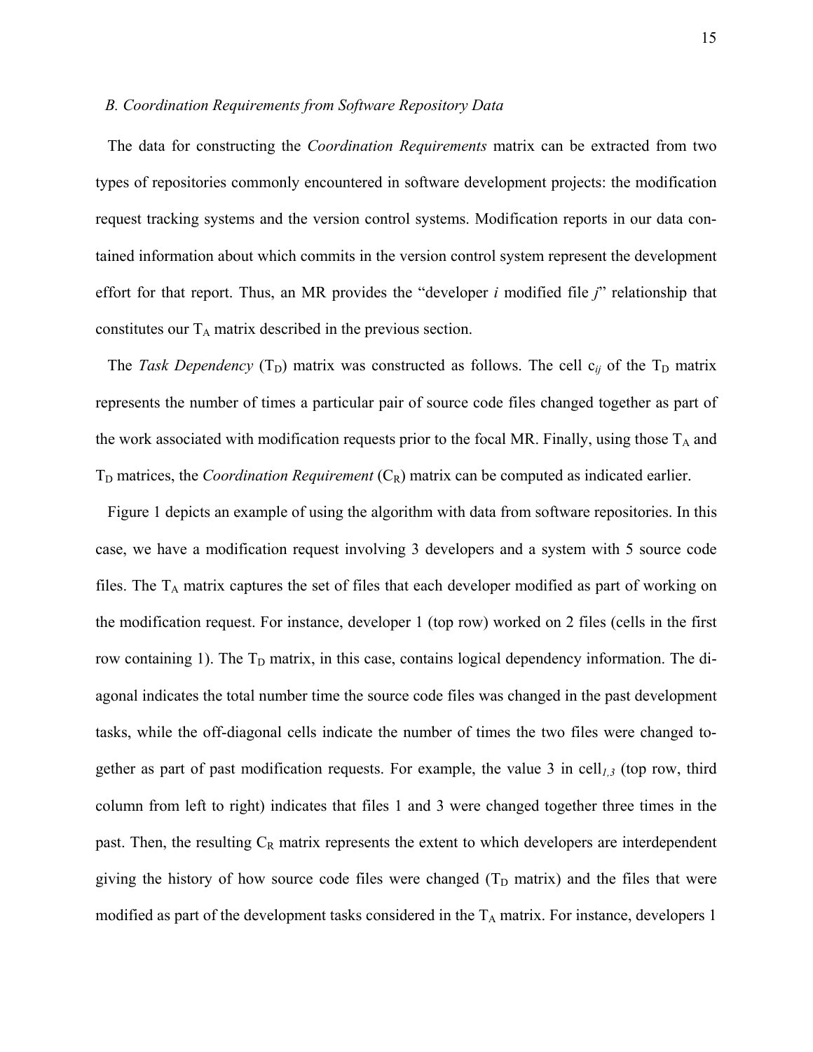### *B. Coordination Requirements from Software Repository Data*

The data for constructing the *Coordination Requirements* matrix can be extracted from two types of repositories commonly encountered in software development projects: the modification request tracking systems and the version control systems. Modification reports in our data contained information about which commits in the version control system represent the development effort for that report. Thus, an MR provides the "developer *i* modified file *j*" relationship that constitutes our $T_A$ matrix described in the previous section.

The *Task Dependency* ($T_D$) matrix was constructed as follows. The cell $c_{ij}$ of the $T_D$ matrix represents the number of times a particular pair of source code files changed together as part of the work associated with modification requests prior to the focal MR. Finally, using those $T_A$ and $T_D$ matrices, the *Coordination Requirement* ($C_R$) matrix can be computed as indicated earlier.

Figure 1 depicts an example of using the algorithm with data from software repositories. In this case, we have a modification request involving 3 developers and a system with 5 source code files. The $T_A$ matrix captures the set of files that each developer modified as part of working on the modification request. For instance, developer 1 (top row) worked on 2 files (cells in the first row containing 1). The $T_D$ matrix, in this case, contains logical dependency information. The diagonal indicates the total number time the source code files was changed in the past development tasks, while the off-diagonal cells indicate the number of times the two files were changed together as part of past modification requests. For example, the value 3 in $cell_{1,3}$ (top row, third column from left to right) indicates that files 1 and 3 were changed together three times in the past. Then, the resulting $C_R$ matrix represents the extent to which developers are interdependent giving the history of how source code files were changed ($T_D$ matrix) and the files that were modified as part of the development tasks considered in the $T_A$ matrix. For instance, developers 1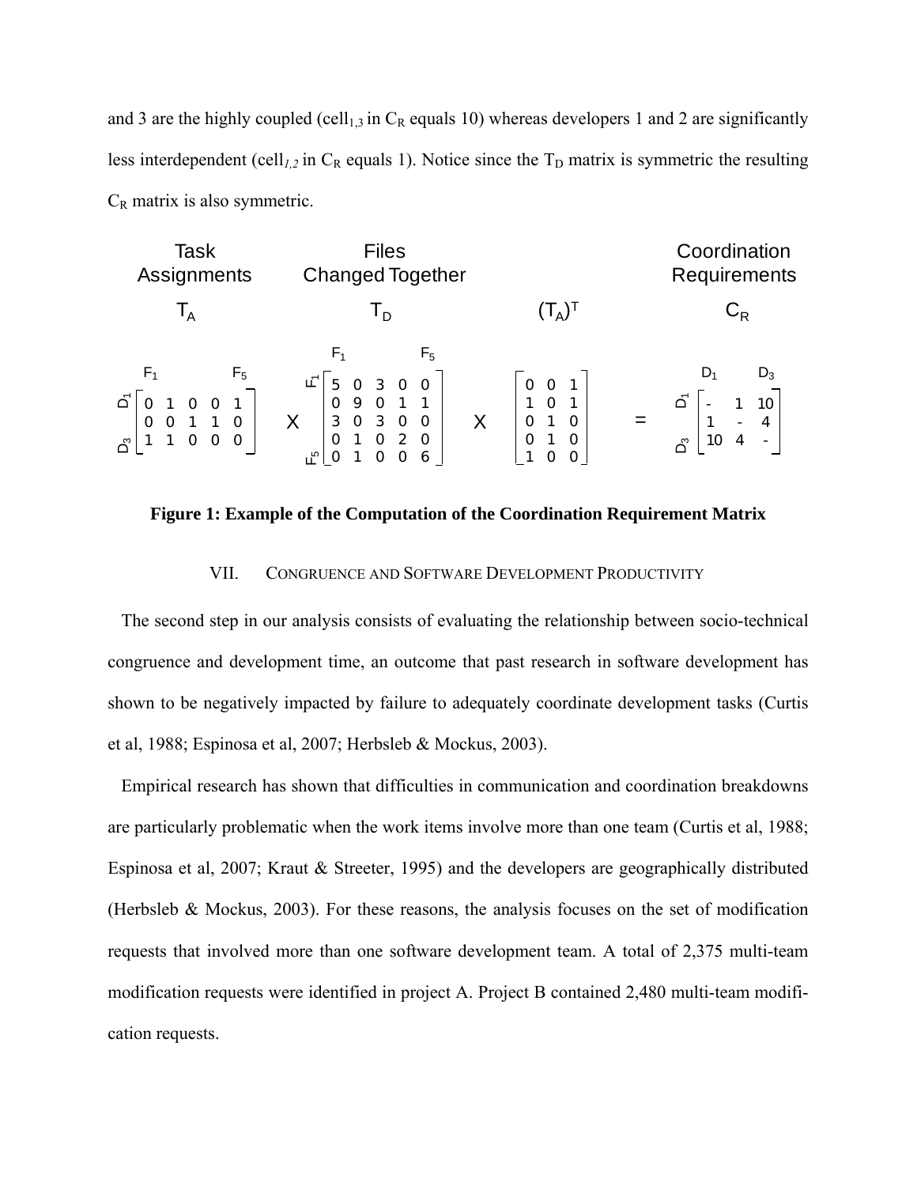and 3 are the highly coupled (cell$_{1,3}$ in $C_R$ equals 10) whereas developers 1 and 2 are significantly less interdependent (cell$_{1,2}$ in $C_R$ equals 1). Notice since the $T_D$ matrix is symmetric the resulting $C_R$ matrix is also symmetric.

$$
\underset{\substack{\text{Task Assignments} \\ T_A}}{\begin{bmatrix} 0 & 1 & 0 & 0 & 1 \\ 0 & 0 & 1 & 1 & 0 \\ 1 & 1 & 0 & 0 & 0 \end{bmatrix}}
\times
\underset{\substack{\text{Files Changed Together} \\ T_D}}{\begin{bmatrix} 5 & 0 & 3 & 0 & 0 \\ 0 & 9 & 0 & 1 & 1 \\ 3 & 0 & 3 & 0 & 0 \\ 0 & 1 & 0 & 2 & 0 \\ 0 & 1 & 0 & 0 & 6 \end{bmatrix}}
\times
\underset{(T_A)^T}{\begin{bmatrix} 0 & 0 & 1 \\ 1 & 0 & 1 \\ 0 & 1 & 0 \\ 0 & 1 & 0 \\ 1 & 0 & 0 \end{bmatrix}}
=
\underset{\substack{\text{Coordination Requirements} \\ C_R}}{\begin{bmatrix} - & 1 & 10 \\ 1 & - & 4 \\ 10 & 4 & - \end{bmatrix}}
$$

(Rows of $T_A$: $D_1$ to $D_3$; columns: $F_1$ to $F_5$. Rows and columns of $T_D$: $F_1$ to $F_5$. Rows and columns of $C_R$: $D_1$ to $D_3$.)

**Figure 1: Example of the Computation of the Coordination Requirement Matrix**

## VII. Congruence and Software Development Productivity

The second step in our analysis consists of evaluating the relationship between socio-technical congruence and development time, an outcome that past research in software development has shown to be negatively impacted by failure to adequately coordinate development tasks (Curtis et al, 1988; Espinosa et al, 2007; Herbsleb & Mockus, 2003).

Empirical research has shown that difficulties in communication and coordination breakdowns are particularly problematic when the work items involve more than one team (Curtis et al, 1988; Espinosa et al, 2007; Kraut & Streeter, 1995) and the developers are geographically distributed (Herbsleb & Mockus, 2003). For these reasons, the analysis focuses on the set of modification requests that involved more than one software development team. A total of 2,375 multi-team modification requests were identified in project A. Project B contained 2,480 multi-team modification requests.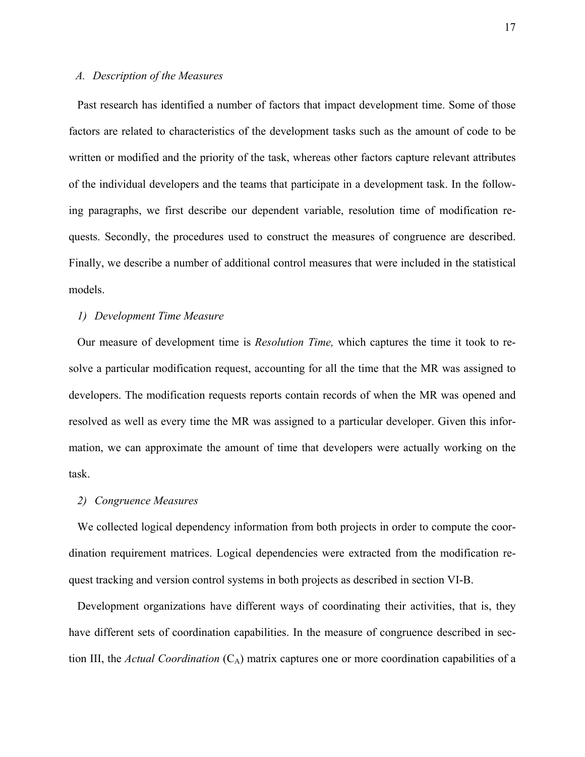### A. *Description of the Measures*

Past research has identified a number of factors that impact development time. Some of those factors are related to characteristics of the development tasks such as the amount of code to be written or modified and the priority of the task, whereas other factors capture relevant attributes of the individual developers and the teams that participate in a development task. In the following paragraphs, we first describe our dependent variable, resolution time of modification requests. Secondly, the procedures used to construct the measures of congruence are described. Finally, we describe a number of additional control measures that were included in the statistical models.

#### 1) *Development Time Measure*

Our measure of development time is *Resolution Time,* which captures the time it took to resolve a particular modification request, accounting for all the time that the MR was assigned to developers. The modification requests reports contain records of when the MR was opened and resolved as well as every time the MR was assigned to a particular developer. Given this information, we can approximate the amount of time that developers were actually working on the task.

#### 2) *Congruence Measures*

We collected logical dependency information from both projects in order to compute the coordination requirement matrices. Logical dependencies were extracted from the modification request tracking and version control systems in both projects as described in section VI-B.

Development organizations have different ways of coordinating their activities, that is, they have different sets of coordination capabilities. In the measure of congruence described in section III, the *Actual Coordination* ($C_A$) matrix captures one or more coordination capabilities of a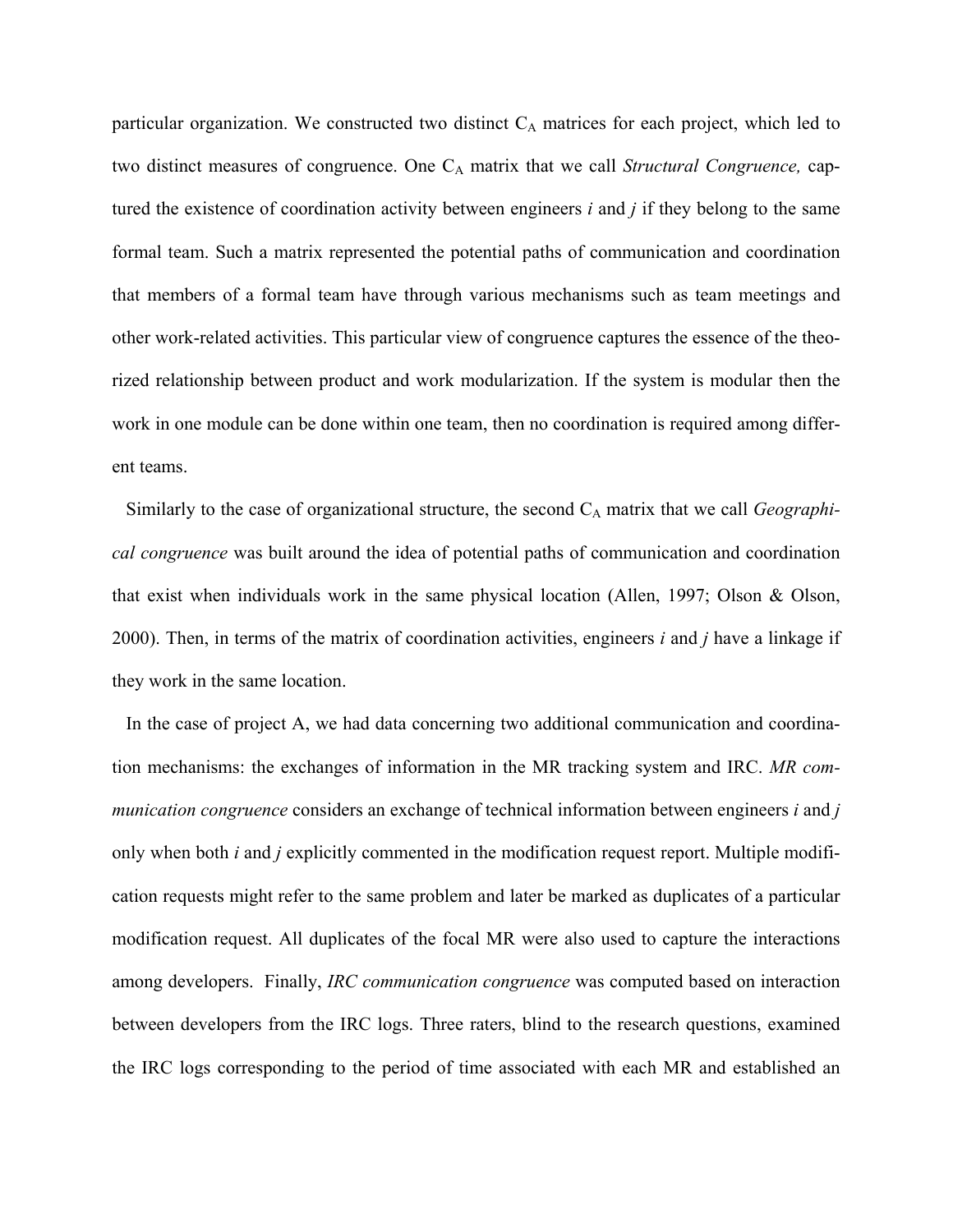particular organization. We constructed two distinct $C_A$ matrices for each project, which led to two distinct measures of congruence. One $C_A$ matrix that we call *Structural Congruence,* captured the existence of coordination activity between engineers *i* and *j* if they belong to the same formal team. Such a matrix represented the potential paths of communication and coordination that members of a formal team have through various mechanisms such as team meetings and other work-related activities. This particular view of congruence captures the essence of the theorized relationship between product and work modularization. If the system is modular then the work in one module can be done within one team, then no coordination is required among different teams.

Similarly to the case of organizational structure, the second $C_A$ matrix that we call *Geographical congruence* was built around the idea of potential paths of communication and coordination that exist when individuals work in the same physical location (Allen, 1997; Olson & Olson, 2000). Then, in terms of the matrix of coordination activities, engineers *i* and *j* have a linkage if they work in the same location.

In the case of project A, we had data concerning two additional communication and coordination mechanisms: the exchanges of information in the MR tracking system and IRC. *MR communication congruence* considers an exchange of technical information between engineers *i* and *j* only when both *i* and *j* explicitly commented in the modification request report. Multiple modification requests might refer to the same problem and later be marked as duplicates of a particular modification request. All duplicates of the focal MR were also used to capture the interactions among developers. Finally, *IRC communication congruence* was computed based on interaction between developers from the IRC logs. Three raters, blind to the research questions, examined the IRC logs corresponding to the period of time associated with each MR and established an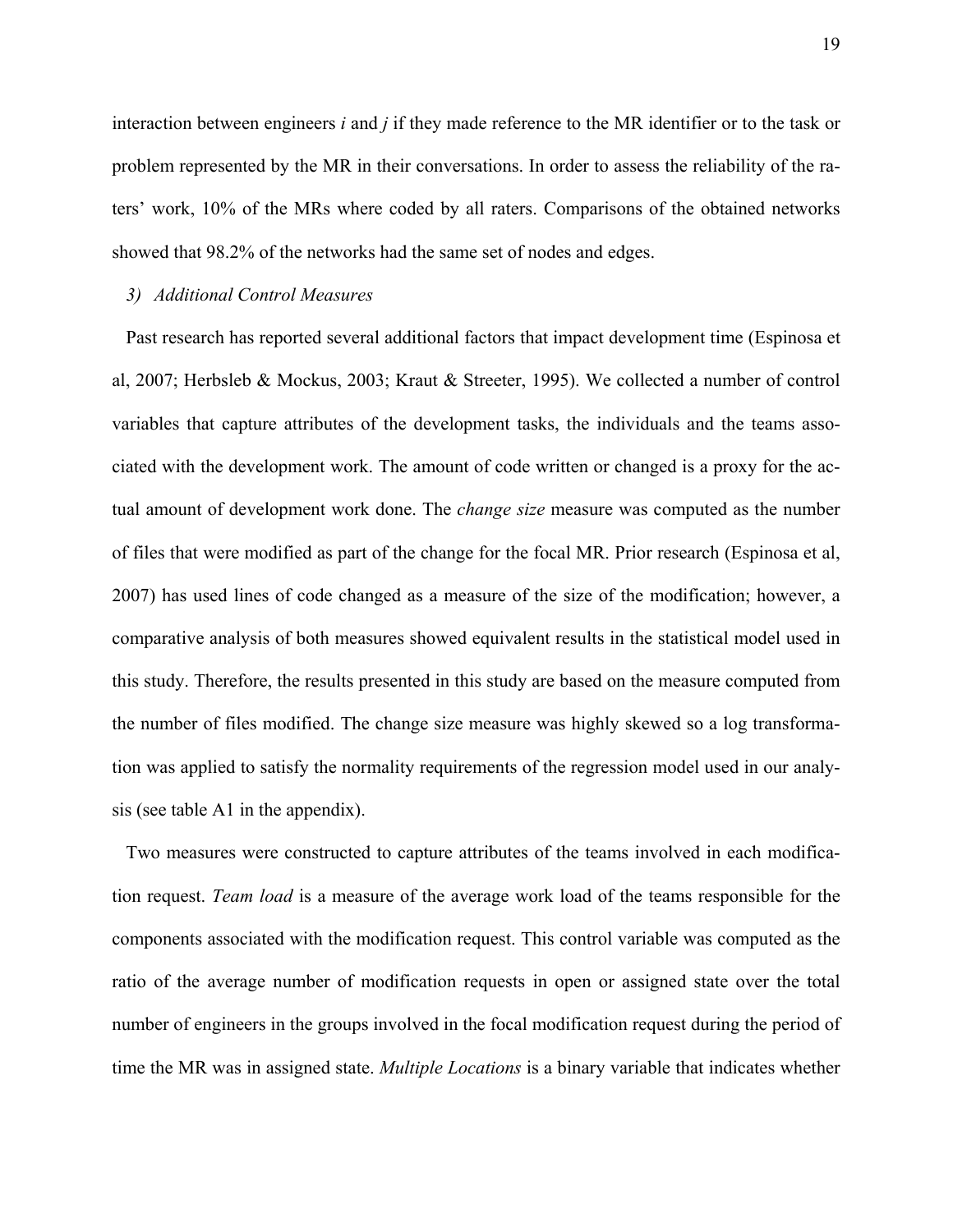interaction between engineers *i* and *j* if they made reference to the MR identifier or to the task or problem represented by the MR in their conversations. In order to assess the reliability of the raters' work, 10% of the MRs where coded by all raters. Comparisons of the obtained networks showed that 98.2% of the networks had the same set of nodes and edges.

### *3) Additional Control Measures*

Past research has reported several additional factors that impact development time (Espinosa et al, 2007; Herbsleb & Mockus, 2003; Kraut & Streeter, 1995). We collected a number of control variables that capture attributes of the development tasks, the individuals and the teams associated with the development work. The amount of code written or changed is a proxy for the actual amount of development work done. The *change size* measure was computed as the number of files that were modified as part of the change for the focal MR. Prior research (Espinosa et al, 2007) has used lines of code changed as a measure of the size of the modification; however, a comparative analysis of both measures showed equivalent results in the statistical model used in this study. Therefore, the results presented in this study are based on the measure computed from the number of files modified. The change size measure was highly skewed so a log transformation was applied to satisfy the normality requirements of the regression model used in our analysis (see table A1 in the appendix).

Two measures were constructed to capture attributes of the teams involved in each modification request. *Team load* is a measure of the average work load of the teams responsible for the components associated with the modification request. This control variable was computed as the ratio of the average number of modification requests in open or assigned state over the total number of engineers in the groups involved in the focal modification request during the period of time the MR was in assigned state. *Multiple Locations* is a binary variable that indicates whether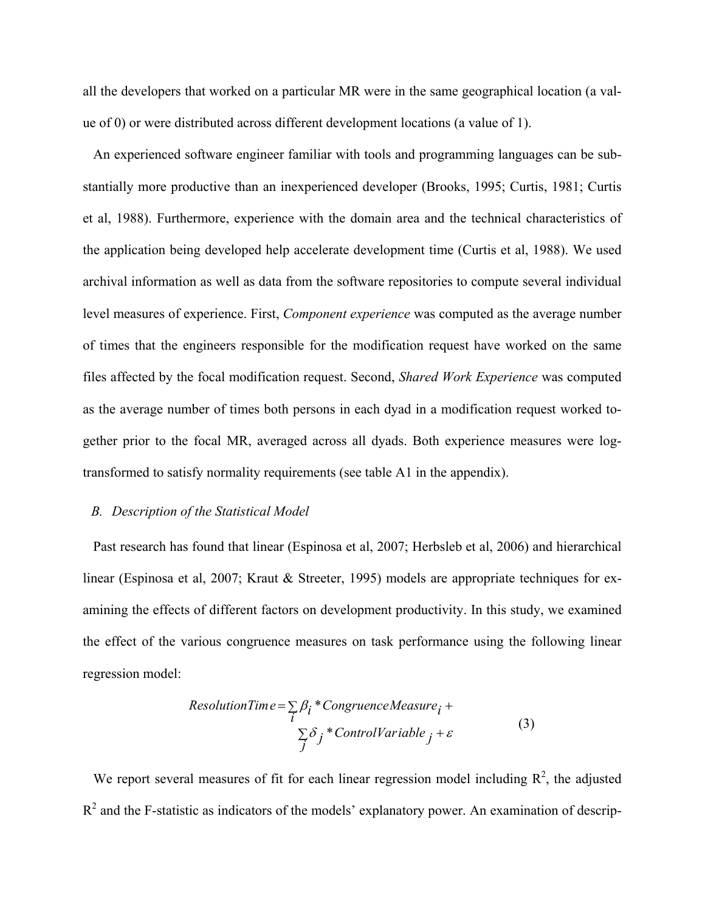all the developers that worked on a particular MR were in the same geographical location (a value of 0) or were distributed across different development locations (a value of 1).

An experienced software engineer familiar with tools and programming languages can be substantially more productive than an inexperienced developer (Brooks, 1995; Curtis, 1981; Curtis et al, 1988). Furthermore, experience with the domain area and the technical characteristics of the application being developed help accelerate development time (Curtis et al, 1988). We used archival information as well as data from the software repositories to compute several individual level measures of experience. First, *Component experience* was computed as the average number of times that the engineers responsible for the modification request have worked on the same files affected by the focal modification request. Second, *Shared Work Experience* was computed as the average number of times both persons in each dyad in a modification request worked together prior to the focal MR, averaged across all dyads. Both experience measures were log-transformed to satisfy normality requirements (see table A1 in the appendix).

### *B. Description of the Statistical Model*

Past research has found that linear (Espinosa et al, 2007; Herbsleb et al, 2006) and hierarchical linear (Espinosa et al, 2007; Kraut & Streeter, 1995) models are appropriate techniques for examining the effects of different factors on development productivity. In this study, we examined the effect of the various congruence measures on task performance using the following linear regression model:

$$
\begin{aligned}
ResolutionTime = & \sum_i \beta_i * CongruenceMeasure_i + \\
& \sum_j \delta_j * ControlVariable_j + \varepsilon
\end{aligned} \qquad (3)
$$

We report several measures of fit for each linear regression model including $R^2$, the adjusted $R^2$ and the F-statistic as indicators of the models' explanatory power. An examination of descrip-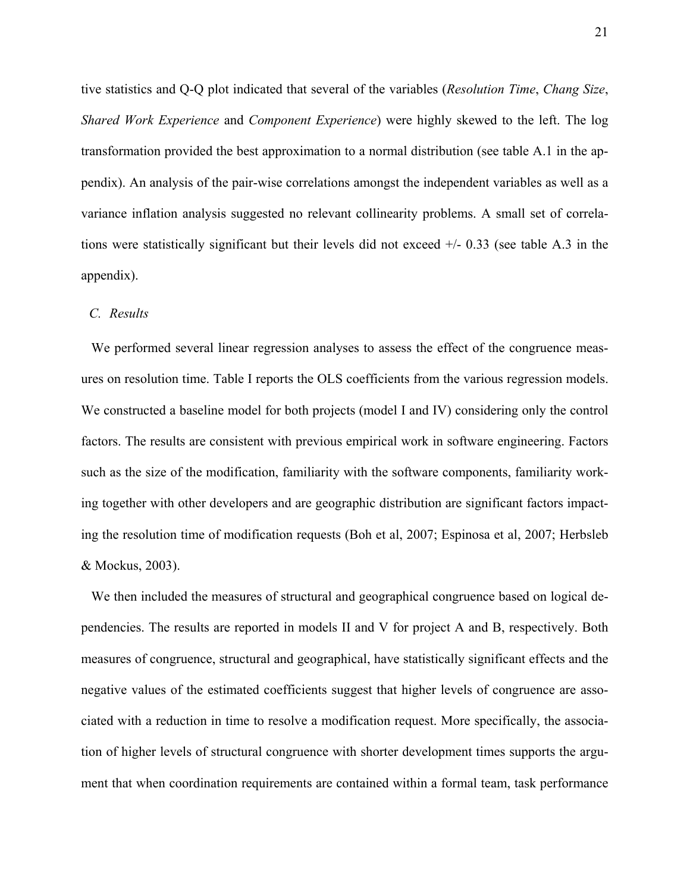tive statistics and Q-Q plot indicated that several of the variables (*Resolution Time*, *Chang Size*, *Shared Work Experience* and *Component Experience*) were highly skewed to the left. The log transformation provided the best approximation to a normal distribution (see table A.1 in the appendix). An analysis of the pair-wise correlations amongst the independent variables as well as a variance inflation analysis suggested no relevant collinearity problems. A small set of correlations were statistically significant but their levels did not exceed +/- 0.33 (see table A.3 in the appendix).

### C. *Results*

We performed several linear regression analyses to assess the effect of the congruence measures on resolution time. Table I reports the OLS coefficients from the various regression models. We constructed a baseline model for both projects (model I and IV) considering only the control factors. The results are consistent with previous empirical work in software engineering. Factors such as the size of the modification, familiarity with the software components, familiarity working together with other developers and are geographic distribution are significant factors impacting the resolution time of modification requests (Boh et al, 2007; Espinosa et al, 2007; Herbsleb & Mockus, 2003).

We then included the measures of structural and geographical congruence based on logical dependencies. The results are reported in models II and V for project A and B, respectively. Both measures of congruence, structural and geographical, have statistically significant effects and the negative values of the estimated coefficients suggest that higher levels of congruence are associated with a reduction in time to resolve a modification request. More specifically, the association of higher levels of structural congruence with shorter development times supports the argument that when coordination requirements are contained within a formal team, task performance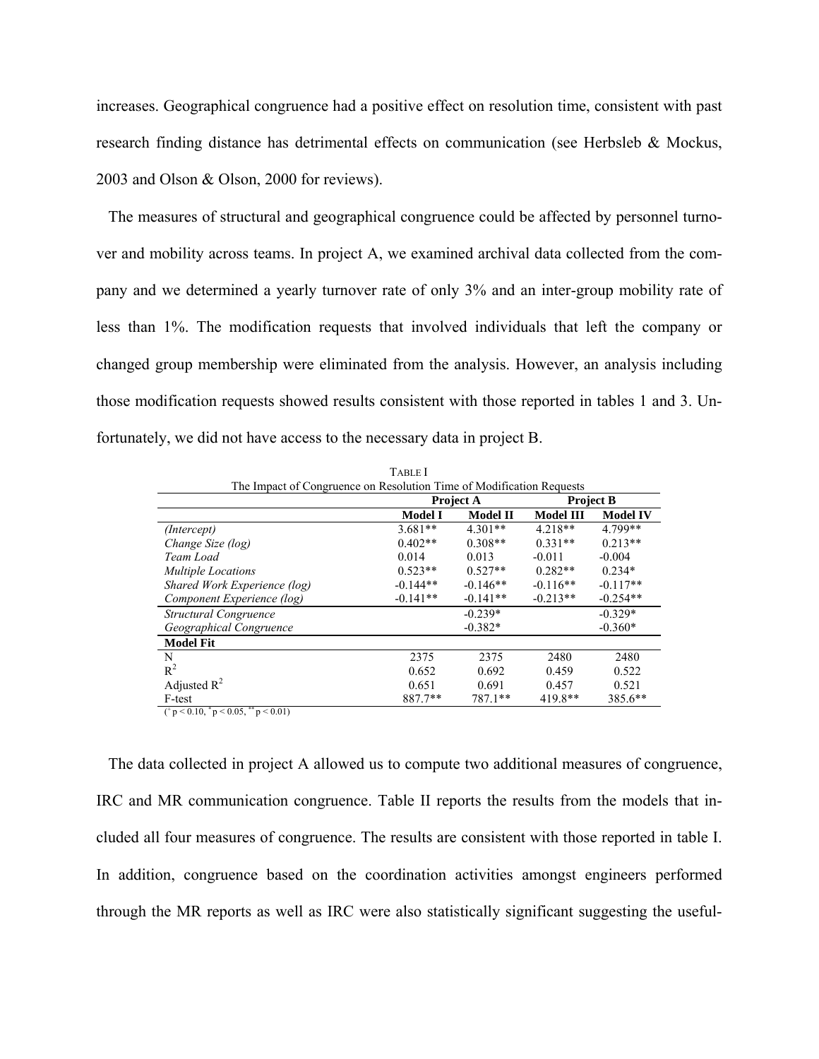increases. Geographical congruence had a positive effect on resolution time, consistent with past research finding distance has detrimental effects on communication (see Herbsleb & Mockus, 2003 and Olson & Olson, 2000 for reviews).

The measures of structural and geographical congruence could be affected by personnel turnover and mobility across teams. In project A, we examined archival data collected from the company and we determined a yearly turnover rate of only 3% and an inter-group mobility rate of less than 1%. The modification requests that involved individuals that left the company or changed group membership were eliminated from the analysis. However, an analysis including those modification requests showed results consistent with those reported in tables 1 and 3. Unfortunately, we did not have access to the necessary data in project B.

TABLE I
The Impact of Congruence on Resolution Time of Modification Requests

| | Project A | | Project B | |
|---|---|---|---|---|
| | **Model I** | **Model II** | **Model III** | **Model IV** |
| *(Intercept)* | 3.681** | 4.301** | 4.218** | 4.799** |
| *Change Size (log)* | 0.402** | 0.308** | 0.331** | 0.213** |
| *Team Load* | 0.014 | 0.013 | -0.011 | -0.004 |
| *Multiple Locations* | 0.523** | 0.527** | 0.282** | 0.234* |
| *Shared Work Experience (log)* | -0.144** | -0.146** | -0.116** | -0.117** |
| *Component Experience (log)* | -0.141** | -0.141** | -0.213** | -0.254** |
| *Structural Congruence* | | -0.239* | | -0.329* |
| *Geographical Congruence* | | -0.382* | | -0.360* |
| **Model Fit** | | | | |
| N | 2375 | 2375 | 2480 | 2480 |
| $R^2$ | 0.652 | 0.692 | 0.459 | 0.522 |
| Adjusted $R^2$ | 0.651 | 0.691 | 0.457 | 0.521 |
| F-test | 887.7** | 787.1** | 419.8** | 385.6** |

($^+ p < 0.10$, $^* p < 0.05$, $^{**} p < 0.01$)

The data collected in project A allowed us to compute two additional measures of congruence, IRC and MR communication congruence. Table II reports the results from the models that included all four measures of congruence. The results are consistent with those reported in table I. In addition, congruence based on the coordination activities amongst engineers performed through the MR reports as well as IRC were also statistically significant suggesting the useful-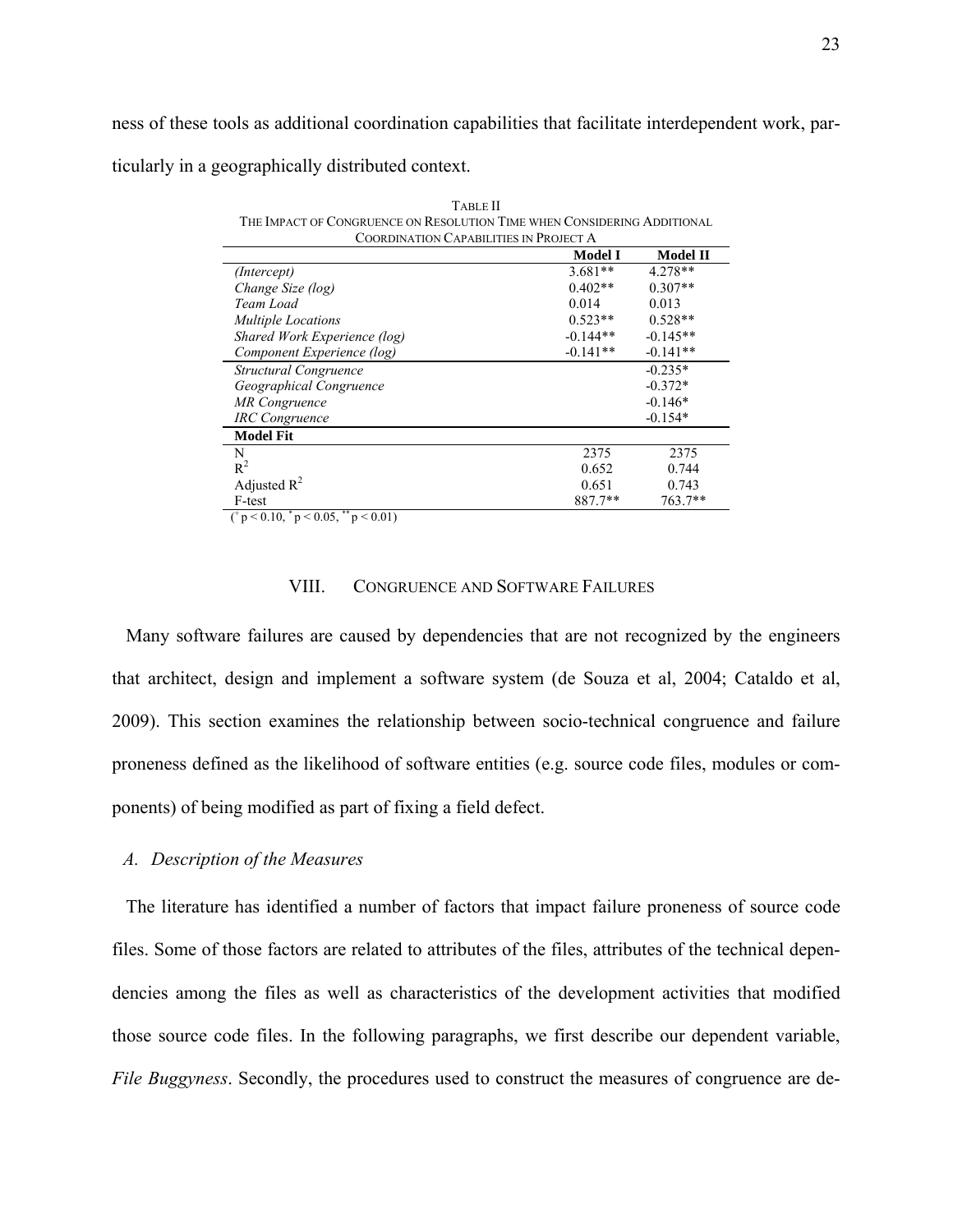ness of these tools as additional coordination capabilities that facilitate interdependent work, particularly in a geographically distributed context.

TABLE II
THE IMPACT OF CONGRUENCE ON RESOLUTION TIME WHEN CONSIDERING ADDITIONAL COORDINATION CAPABILITIES IN PROJECT A

| | **Model I** | **Model II** |
|---|---|---|
| *(Intercept)* | 3.681** | 4.278** |
| *Change Size (log)* | 0.402** | 0.307** |
| *Team Load* | 0.014 | 0.013 |
| *Multiple Locations* | 0.523** | 0.528** |
| *Shared Work Experience (log)* | -0.144** | -0.145** |
| *Component Experience (log)* | -0.141** | -0.141** |
| *Structural Congruence* | | -0.235* |
| *Geographical Congruence* | | -0.372* |
| *MR Congruence* | | -0.146* |
| *IRC Congruence* | | -0.154* |
| **Model Fit** | | |
| N | 2375 | 2375 |
| $R^2$ | 0.652 | 0.744 |
| Adjusted $R^2$ | 0.651 | 0.743 |
| F-test | 887.7** | 763.7** |

($^{+}p < 0.10$, $^{*}p < 0.05$, $^{**}p < 0.01$)

## VIII. CONGRUENCE AND SOFTWARE FAILURES

Many software failures are caused by dependencies that are not recognized by the engineers that architect, design and implement a software system (de Souza et al, 2004; Cataldo et al, 2009). This section examines the relationship between socio-technical congruence and failure proneness defined as the likelihood of software entities (e.g. source code files, modules or components) of being modified as part of fixing a field defect.

### *A. Description of the Measures*

The literature has identified a number of factors that impact failure proneness of source code files. Some of those factors are related to attributes of the files, attributes of the technical dependencies among the files as well as characteristics of the development activities that modified those source code files. In the following paragraphs, we first describe our dependent variable, *File Buggyness*. Secondly, the procedures used to construct the measures of congruence are de-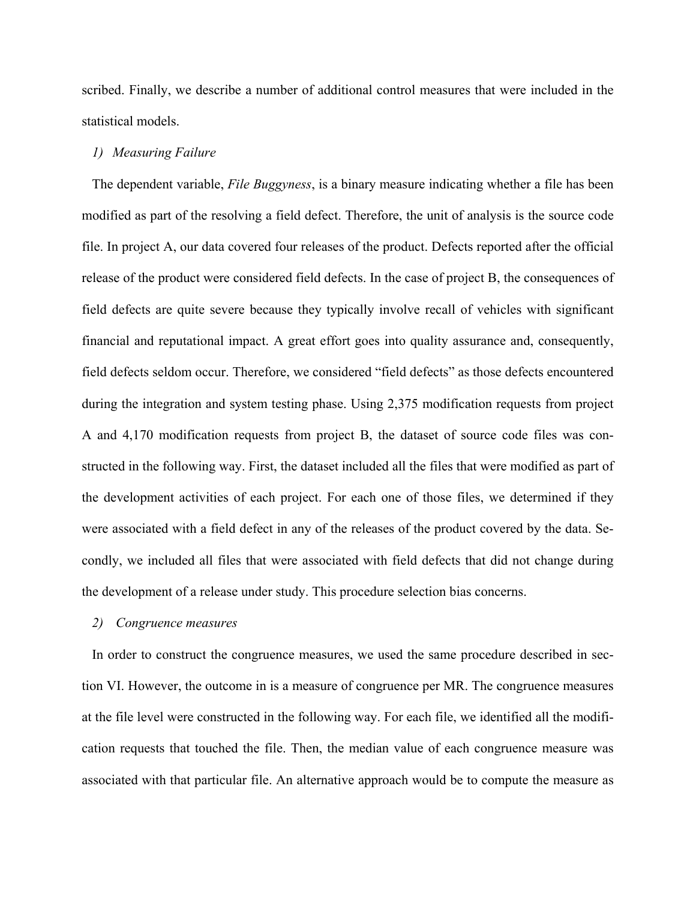scribed. Finally, we describe a number of additional control measures that were included in the statistical models.

### *1) Measuring Failure*

The dependent variable, *File Buggyness*, is a binary measure indicating whether a file has been modified as part of the resolving a field defect. Therefore, the unit of analysis is the source code file. In project A, our data covered four releases of the product. Defects reported after the official release of the product were considered field defects. In the case of project B, the consequences of field defects are quite severe because they typically involve recall of vehicles with significant financial and reputational impact. A great effort goes into quality assurance and, consequently, field defects seldom occur. Therefore, we considered "field defects" as those defects encountered during the integration and system testing phase. Using 2,375 modification requests from project A and 4,170 modification requests from project B, the dataset of source code files was constructed in the following way. First, the dataset included all the files that were modified as part of the development activities of each project. For each one of those files, we determined if they were associated with a field defect in any of the releases of the product covered by the data. Secondly, we included all files that were associated with field defects that did not change during the development of a release under study. This procedure selection bias concerns.

### *2) Congruence measures*

In order to construct the congruence measures, we used the same procedure described in section VI. However, the outcome in is a measure of congruence per MR. The congruence measures at the file level were constructed in the following way. For each file, we identified all the modification requests that touched the file. Then, the median value of each congruence measure was associated with that particular file. An alternative approach would be to compute the measure as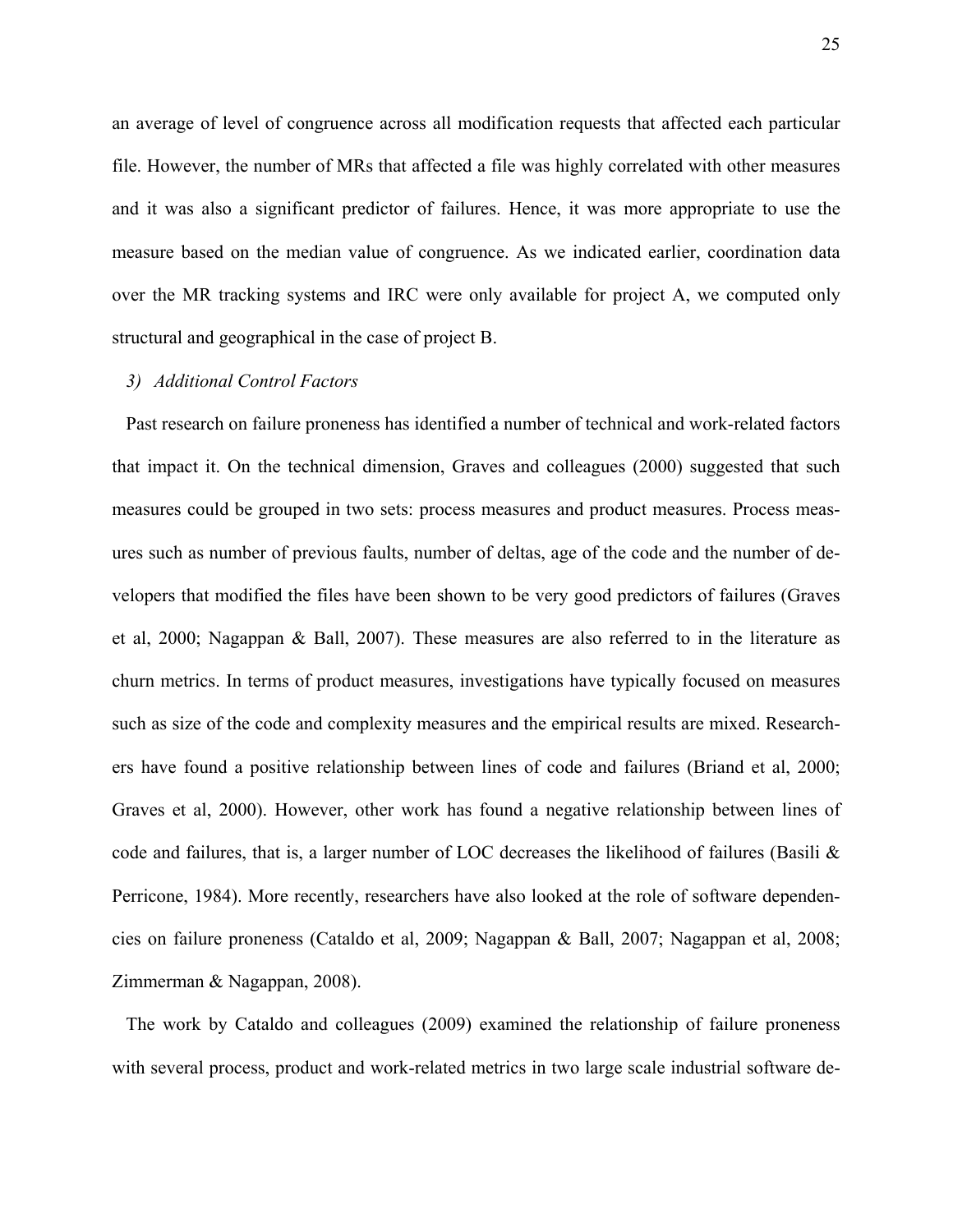an average of level of congruence across all modification requests that affected each particular file. However, the number of MRs that affected a file was highly correlated with other measures and it was also a significant predictor of failures. Hence, it was more appropriate to use the measure based on the median value of congruence. As we indicated earlier, coordination data over the MR tracking systems and IRC were only available for project A, we computed only structural and geographical in the case of project B.

*3) Additional Control Factors*

Past research on failure proneness has identified a number of technical and work-related factors that impact it. On the technical dimension, Graves and colleagues (2000) suggested that such measures could be grouped in two sets: process measures and product measures. Process measures such as number of previous faults, number of deltas, age of the code and the number of developers that modified the files have been shown to be very good predictors of failures (Graves et al, 2000; Nagappan & Ball, 2007). These measures are also referred to in the literature as churn metrics. In terms of product measures, investigations have typically focused on measures such as size of the code and complexity measures and the empirical results are mixed. Researchers have found a positive relationship between lines of code and failures (Briand et al, 2000; Graves et al, 2000). However, other work has found a negative relationship between lines of code and failures, that is, a larger number of LOC decreases the likelihood of failures (Basili & Perricone, 1984). More recently, researchers have also looked at the role of software dependencies on failure proneness (Cataldo et al, 2009; Nagappan & Ball, 2007; Nagappan et al, 2008; Zimmerman & Nagappan, 2008).

The work by Cataldo and colleagues (2009) examined the relationship of failure proneness with several process, product and work-related metrics in two large scale industrial software de-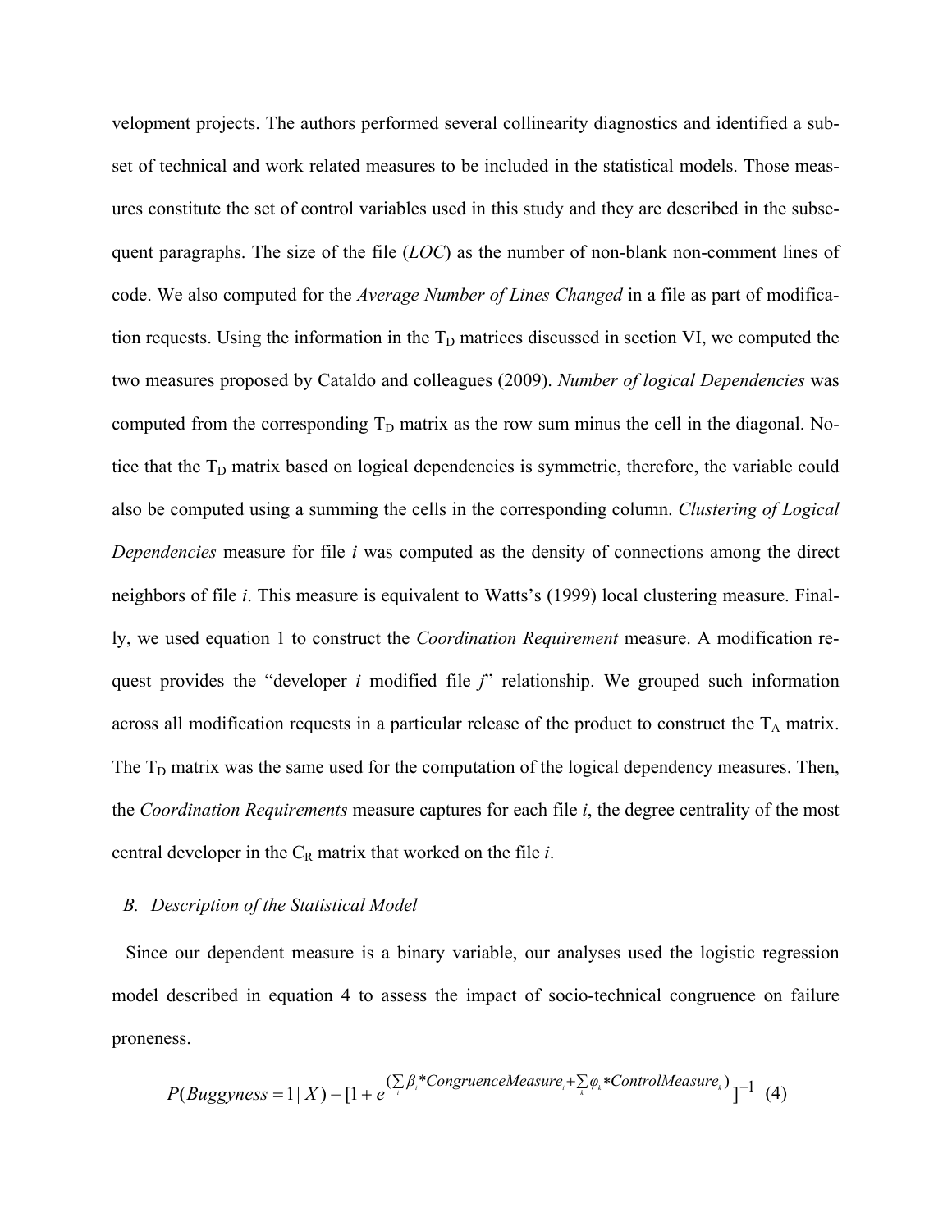velopment projects. The authors performed several collinearity diagnostics and identified a subset of technical and work related measures to be included in the statistical models. Those measures constitute the set of control variables used in this study and they are described in the subsequent paragraphs. The size of the file (*LOC*) as the number of non-blank non-comment lines of code. We also computed for the *Average Number of Lines Changed* in a file as part of modification requests. Using the information in the $T_D$ matrices discussed in section VI, we computed the two measures proposed by Cataldo and colleagues (2009). *Number of logical Dependencies* was computed from the corresponding $T_D$ matrix as the row sum minus the cell in the diagonal. Notice that the $T_D$ matrix based on logical dependencies is symmetric, therefore, the variable could also be computed using a summing the cells in the corresponding column. *Clustering of Logical Dependencies* measure for file *i* was computed as the density of connections among the direct neighbors of file *i*. This measure is equivalent to Watts's (1999) local clustering measure. Finally, we used equation 1 to construct the *Coordination Requirement* measure. A modification request provides the "developer *i* modified file *j*" relationship. We grouped such information across all modification requests in a particular release of the product to construct the $T_A$ matrix. The $T_D$ matrix was the same used for the computation of the logical dependency measures. Then, the *Coordination Requirements* measure captures for each file *i*, the degree centrality of the most central developer in the $C_R$ matrix that worked on the file *i*.

### B. Description of the Statistical Model

Since our dependent measure is a binary variable, our analyses used the logistic regression model described in equation 4 to assess the impact of socio-technical congruence on failure proneness.

$$P(Buggyness = 1 \mid X) = [1 + e^{(\sum_i \beta_i * CongruenceMeasure_i + \sum_k \varphi_k * ControlMeasure_k)}]^{-1} \quad (4)$$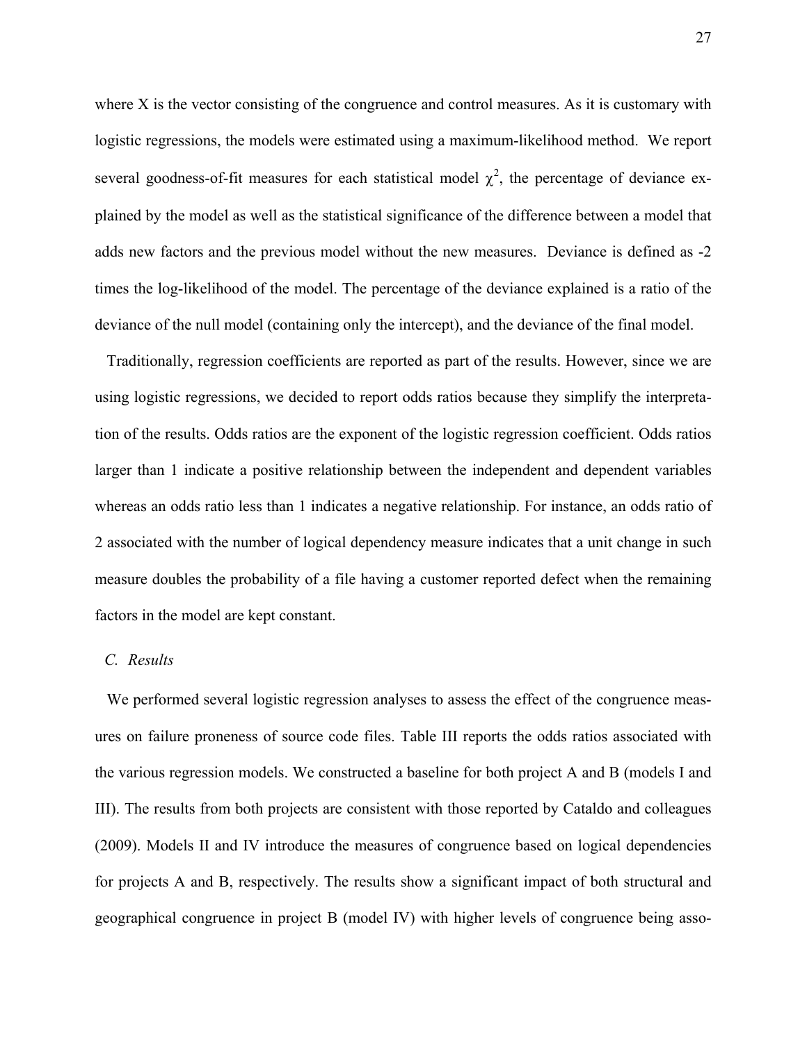where X is the vector consisting of the congruence and control measures. As it is customary with logistic regressions, the models were estimated using a maximum-likelihood method. We report several goodness-of-fit measures for each statistical model $\chi^2$, the percentage of deviance explained by the model as well as the statistical significance of the difference between a model that adds new factors and the previous model without the new measures. Deviance is defined as -2 times the log-likelihood of the model. The percentage of the deviance explained is a ratio of the deviance of the null model (containing only the intercept), and the deviance of the final model.

Traditionally, regression coefficients are reported as part of the results. However, since we are using logistic regressions, we decided to report odds ratios because they simplify the interpretation of the results. Odds ratios are the exponent of the logistic regression coefficient. Odds ratios larger than 1 indicate a positive relationship between the independent and dependent variables whereas an odds ratio less than 1 indicates a negative relationship. For instance, an odds ratio of 2 associated with the number of logical dependency measure indicates that a unit change in such measure doubles the probability of a file having a customer reported defect when the remaining factors in the model are kept constant.

### *C. Results*

We performed several logistic regression analyses to assess the effect of the congruence measures on failure proneness of source code files. Table III reports the odds ratios associated with the various regression models. We constructed a baseline for both project A and B (models I and III). The results from both projects are consistent with those reported by Cataldo and colleagues (2009). Models II and IV introduce the measures of congruence based on logical dependencies for projects A and B, respectively. The results show a significant impact of both structural and geographical congruence in project B (model IV) with higher levels of congruence being asso-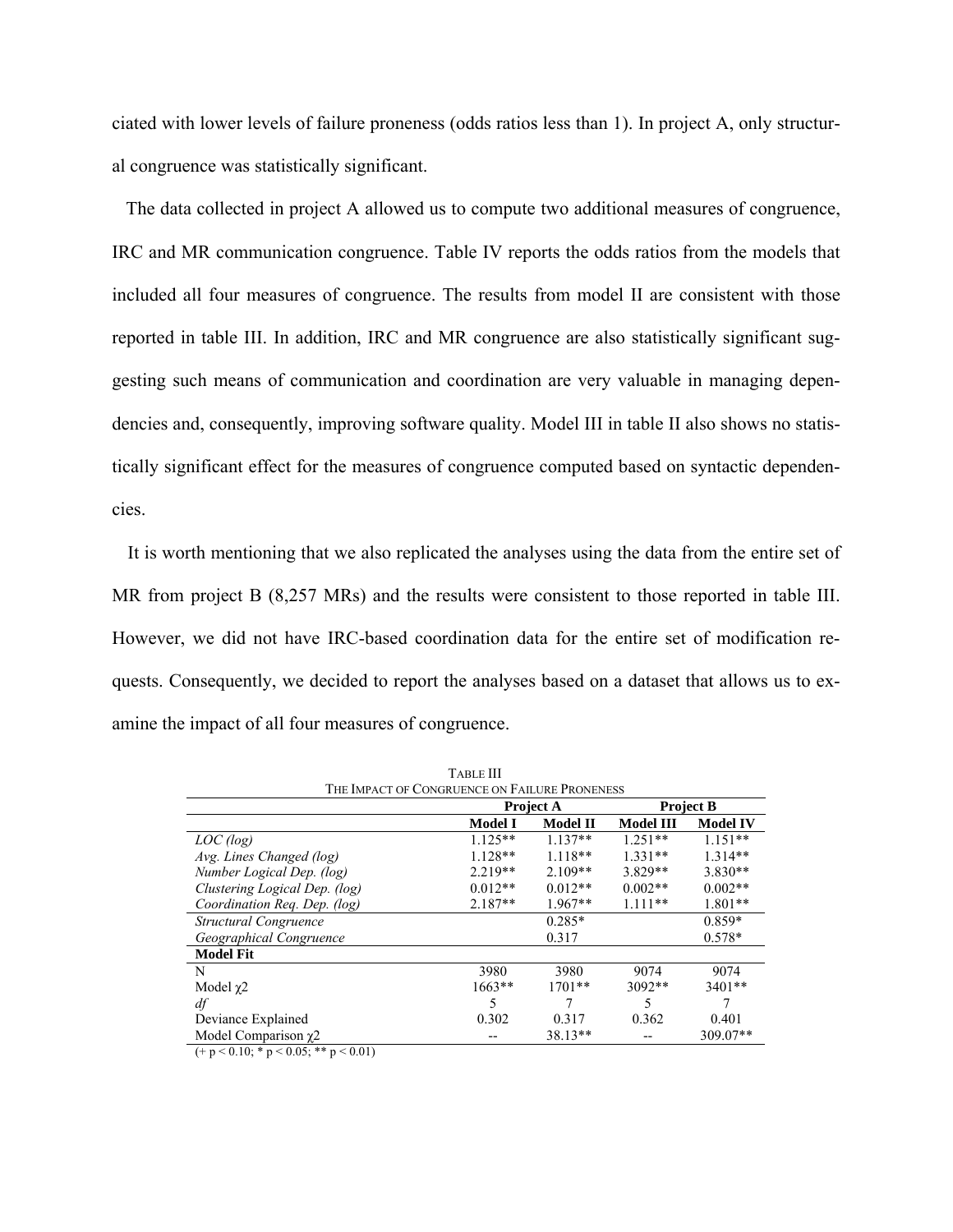ciated with lower levels of failure proneness (odds ratios less than 1). In project A, only structural congruence was statistically significant.

The data collected in project A allowed us to compute two additional measures of congruence, IRC and MR communication congruence. Table IV reports the odds ratios from the models that included all four measures of congruence. The results from model II are consistent with those reported in table III. In addition, IRC and MR congruence are also statistically significant suggesting such means of communication and coordination are very valuable in managing dependencies and, consequently, improving software quality. Model III in table II also shows no statistically significant effect for the measures of congruence computed based on syntactic dependencies.

It is worth mentioning that we also replicated the analyses using the data from the entire set of MR from project B (8,257 MRs) and the results were consistent to those reported in table III. However, we did not have IRC-based coordination data for the entire set of modification requests. Consequently, we decided to report the analyses based on a dataset that allows us to examine the impact of all four measures of congruence.

TABLE III
THE IMPACT OF CONGRUENCE ON FAILURE PRONENESS

| | Project A | | Project B | |
|---|---|---|---|---|
| | **Model I** | **Model II** | **Model III** | **Model IV** |
| *LOC (log)* | 1.125** | 1.137** | 1.251** | 1.151** |
| *Avg. Lines Changed (log)* | 1.128** | 1.118** | 1.331** | 1.314** |
| *Number Logical Dep. (log)* | 2.219** | 2.109** | 3.829** | 3.830** |
| *Clustering Logical Dep. (log)* | 0.012** | 0.012** | 0.002** | 0.002** |
| *Coordination Req. Dep. (log)* | 2.187** | 1.967** | 1.111** | 1.801** |
| *Structural Congruence* | | 0.285* | | 0.859* |
| *Geographical Congruence* | | 0.317 | | 0.578* |
| **Model Fit** | | | | |
| N | 3980 | 3980 | 9074 | 9074 |
| Model $\chi 2$ | 1663** | 1701** | 3092** | 3401** |
| *df* | 5 | 7 | 5 | 7 |
| Deviance Explained | 0.302 | 0.317 | 0.362 | 0.401 |
| Model Comparison $\chi 2$ | -- | 38.13** | -- | 309.07** |

(+ $p < 0.10$; * $p < 0.05$; ** $p < 0.01$)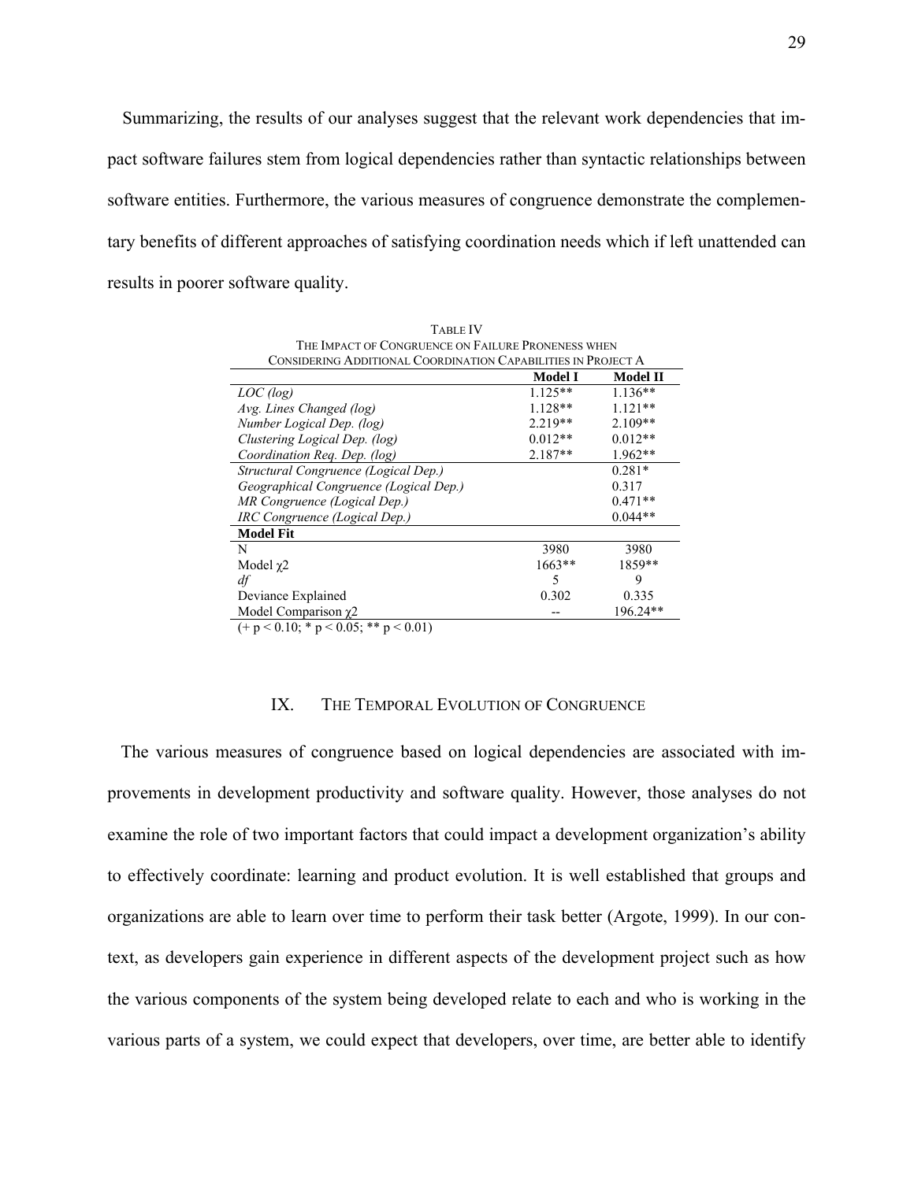Summarizing, the results of our analyses suggest that the relevant work dependencies that impact software failures stem from logical dependencies rather than syntactic relationships between software entities. Furthermore, the various measures of congruence demonstrate the complementary benefits of different approaches of satisfying coordination needs which if left unattended can results in poorer software quality.

TABLE IV
THE IMPACT OF CONGRUENCE ON FAILURE PRONENESS WHEN CONSIDERING ADDITIONAL COORDINATION CAPABILITIES IN PROJECT A

| | **Model I** | **Model II** |
|---|---|---|
| *LOC (log)* | 1.125** | 1.136** |
| *Avg. Lines Changed (log)* | 1.128** | 1.121** |
| *Number Logical Dep. (log)* | 2.219** | 2.109** |
| *Clustering Logical Dep. (log)* | 0.012** | 0.012** |
| *Coordination Req. Dep. (log)* | 2.187** | 1.962** |
| *Structural Congruence (Logical Dep.)* | | 0.281* |
| *Geographical Congruence (Logical Dep.)* | | 0.317 |
| *MR Congruence (Logical Dep.)* | | 0.471** |
| *IRC Congruence (Logical Dep.)* | | 0.044** |
| **Model Fit** | | |
| N | 3980 | 3980 |
| Model $\chi2$ | 1663** | 1859** |
| *df* | 5 | 9 |
| Deviance Explained | 0.302 | 0.335 |
| Model Comparison $\chi2$ | -- | 196.24** |

(+ $p < 0.10$; * $p < 0.05$; ** $p < 0.01$)

## IX. THE TEMPORAL EVOLUTION OF CONGRUENCE

The various measures of congruence based on logical dependencies are associated with improvements in development productivity and software quality. However, those analyses do not examine the role of two important factors that could impact a development organization's ability to effectively coordinate: learning and product evolution. It is well established that groups and organizations are able to learn over time to perform their task better (Argote, 1999). In our context, as developers gain experience in different aspects of the development project such as how the various components of the system being developed relate to each and who is working in the various parts of a system, we could expect that developers, over time, are better able to identify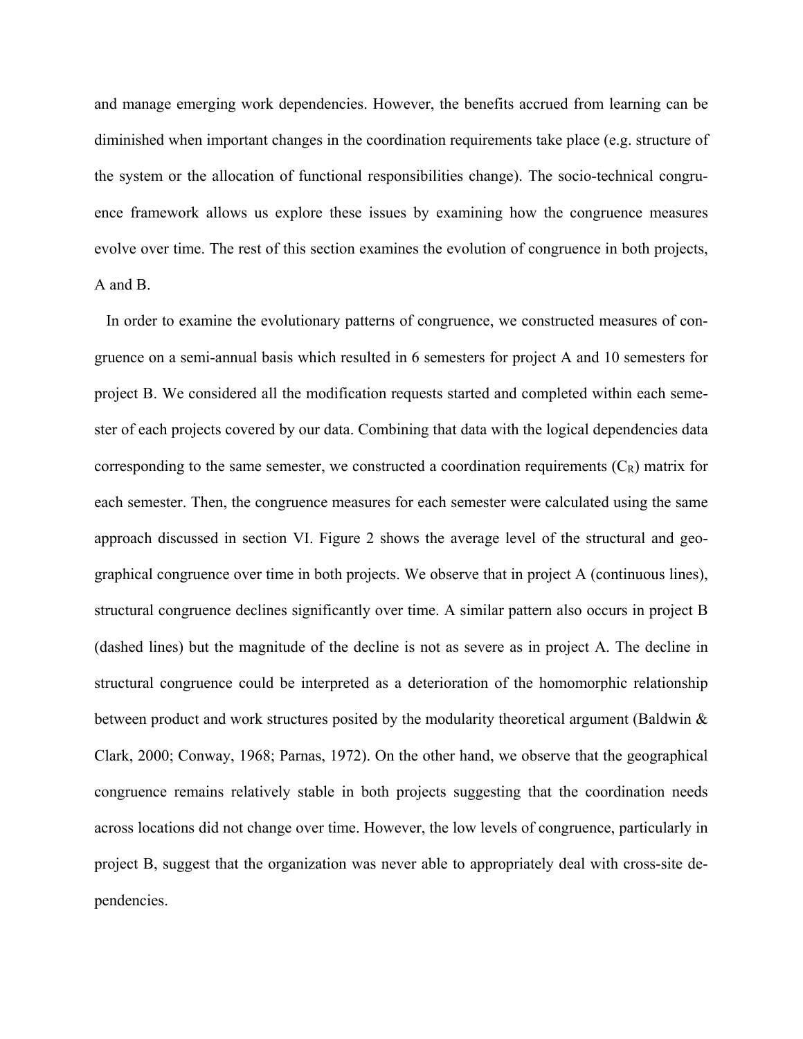and manage emerging work dependencies. However, the benefits accrued from learning can be diminished when important changes in the coordination requirements take place (e.g. structure of the system or the allocation of functional responsibilities change). The socio-technical congruence framework allows us explore these issues by examining how the congruence measures evolve over time. The rest of this section examines the evolution of congruence in both projects, A and B.

In order to examine the evolutionary patterns of congruence, we constructed measures of congruence on a semi-annual basis which resulted in 6 semesters for project A and 10 semesters for project B. We considered all the modification requests started and completed within each semester of each projects covered by our data. Combining that data with the logical dependencies data corresponding to the same semester, we constructed a coordination requirements ($C_R$) matrix for each semester. Then, the congruence measures for each semester were calculated using the same approach discussed in section VI. Figure 2 shows the average level of the structural and geographical congruence over time in both projects. We observe that in project A (continuous lines), structural congruence declines significantly over time. A similar pattern also occurs in project B (dashed lines) but the magnitude of the decline is not as severe as in project A. The decline in structural congruence could be interpreted as a deterioration of the homomorphic relationship between product and work structures posited by the modularity theoretical argument (Baldwin & Clark, 2000; Conway, 1968; Parnas, 1972). On the other hand, we observe that the geographical congruence remains relatively stable in both projects suggesting that the coordination needs across locations did not change over time. However, the low levels of congruence, particularly in project B, suggest that the organization was never able to appropriately deal with cross-site dependencies.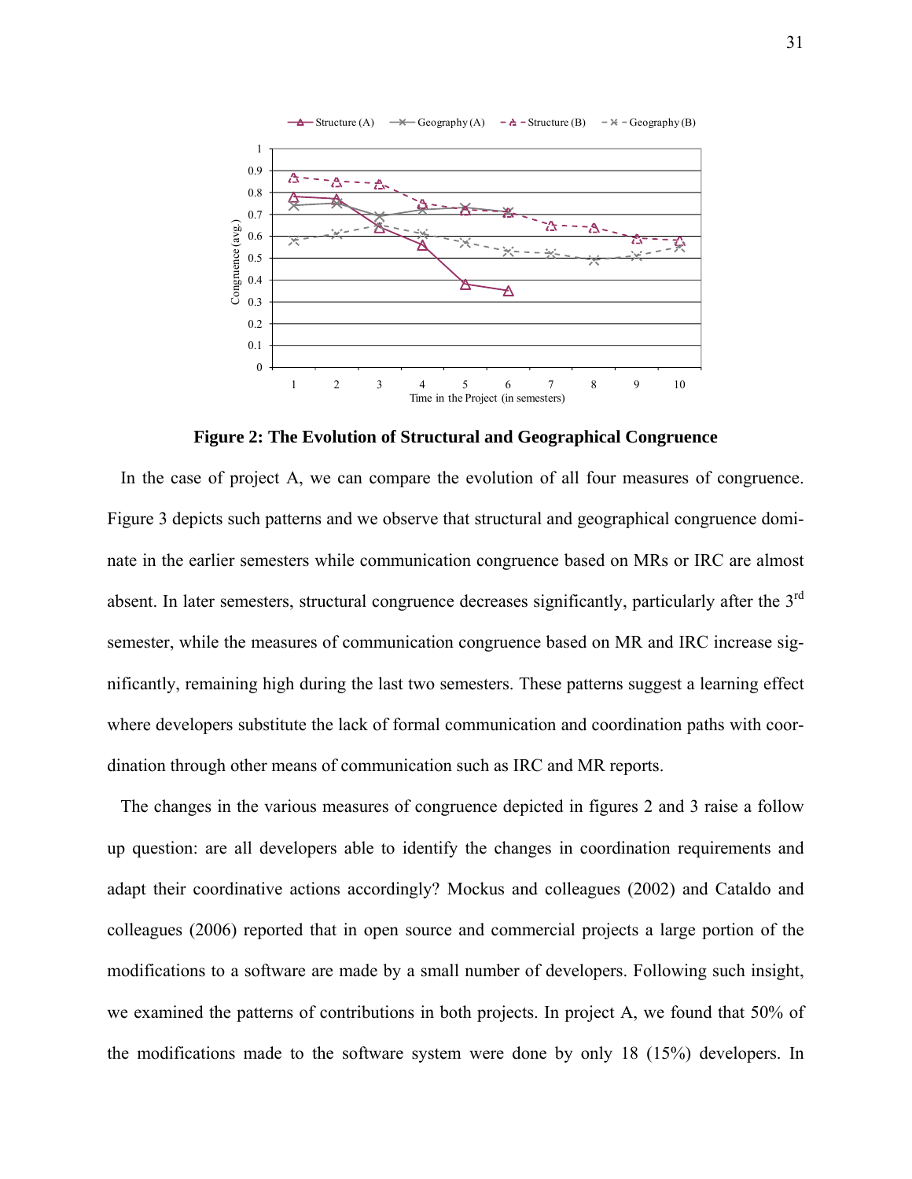**Figure 2: The Evolution of Structural and Geographical Congruence**

In the case of project A, we can compare the evolution of all four measures of congruence. Figure 3 depicts such patterns and we observe that structural and geographical congruence dominate in the earlier semesters while communication congruence based on MRs or IRC are almost absent. In later semesters, structural congruence decreases significantly, particularly after the 3rd semester, while the measures of communication congruence based on MR and IRC increase significantly, remaining high during the last two semesters. These patterns suggest a learning effect where developers substitute the lack of formal communication and coordination paths with coordination through other means of communication such as IRC and MR reports.

The changes in the various measures of congruence depicted in figures 2 and 3 raise a follow up question: are all developers able to identify the changes in coordination requirements and adapt their coordinative actions accordingly? Mockus and colleagues (2002) and Cataldo and colleagues (2006) reported that in open source and commercial projects a large portion of the modifications to a software are made by a small number of developers. Following such insight, we examined the patterns of contributions in both projects. In project A, we found that 50% of the modifications made to the software system were done by only 18 (15%) developers. In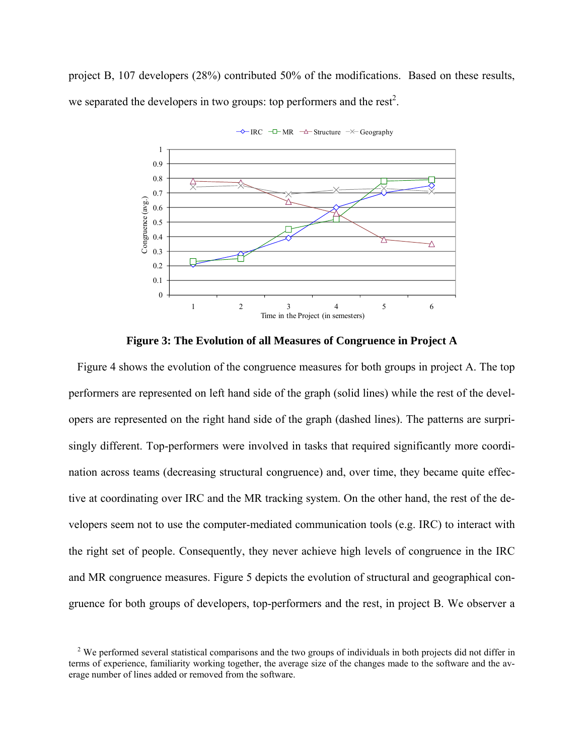project B, 107 developers (28%) contributed 50% of the modifications. Based on these results, we separated the developers in two groups: top performers and the rest[2].

**Figure 3: The Evolution of all Measures of Congruence in Project A**

Figure 4 shows the evolution of the congruence measures for both groups in project A. The top performers are represented on left hand side of the graph (solid lines) while the rest of the developers are represented on the right hand side of the graph (dashed lines). The patterns are surprisingly different. Top-performers were involved in tasks that required significantly more coordination across teams (decreasing structural congruence) and, over time, they became quite effective at coordinating over IRC and the MR tracking system. On the other hand, the rest of the developers seem not to use the computer-mediated communication tools (e.g. IRC) to interact with the right set of people. Consequently, they never achieve high levels of congruence in the IRC and MR congruence measures. Figure 5 depicts the evolution of structural and geographical congruence for both groups of developers, top-performers and the rest, in project B. We observer a

[2] We performed several statistical comparisons and the two groups of individuals in both projects did not differ in terms of experience, familiarity working together, the average size of the changes made to the software and the average number of lines added or removed from the software.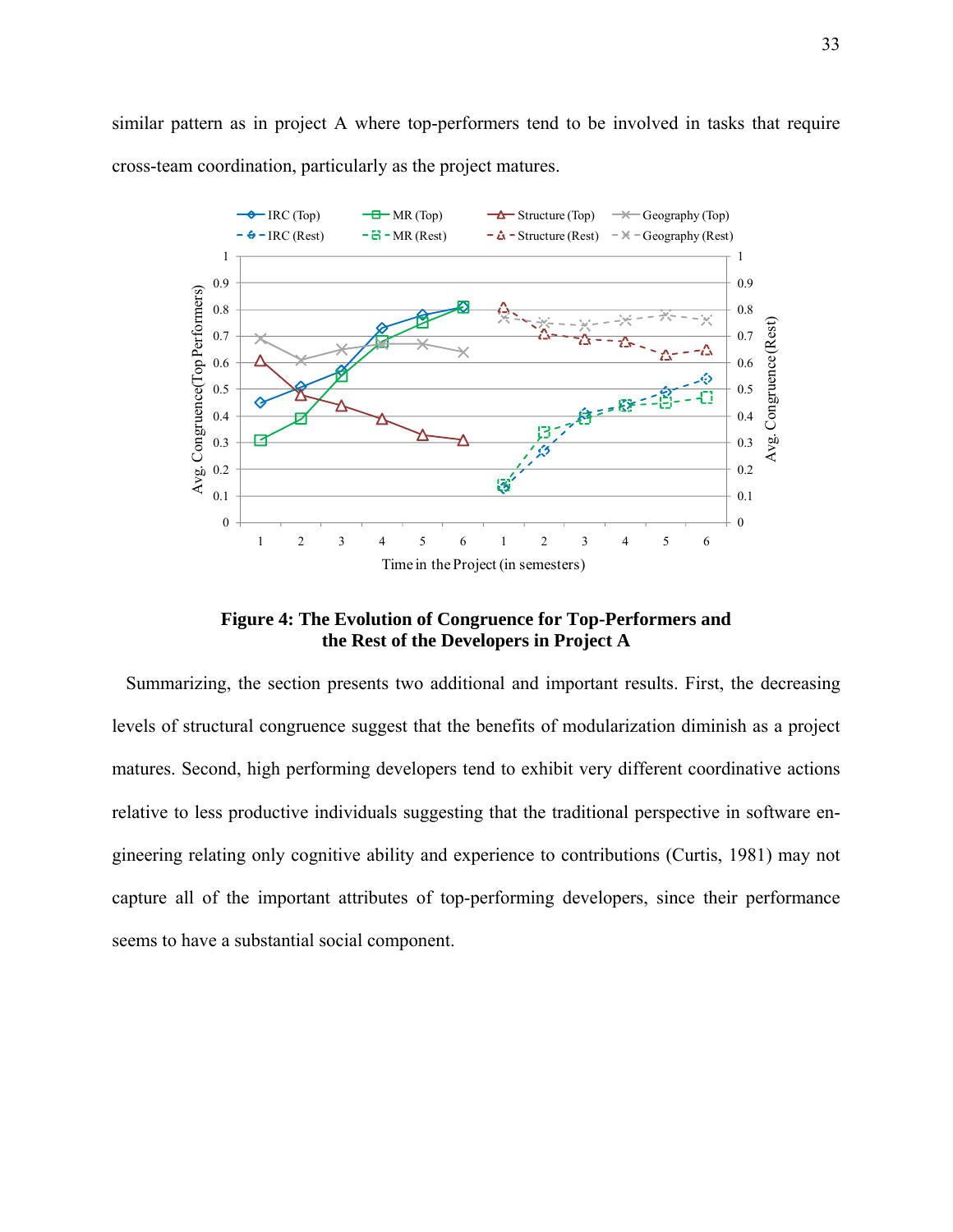similar pattern as in project A where top-performers tend to be involved in tasks that require cross-team coordination, particularly as the project matures.

**Figure 4: The Evolution of Congruence for Top-Performers and the Rest of the Developers in Project A**

Summarizing, the section presents two additional and important results. First, the decreasing levels of structural congruence suggest that the benefits of modularization diminish as a project matures. Second, high performing developers tend to exhibit very different coordinative actions relative to less productive individuals suggesting that the traditional perspective in software engineering relating only cognitive ability and experience to contributions (Curtis, 1981) may not capture all of the important attributes of top-performing developers, since their performance seems to have a substantial social component.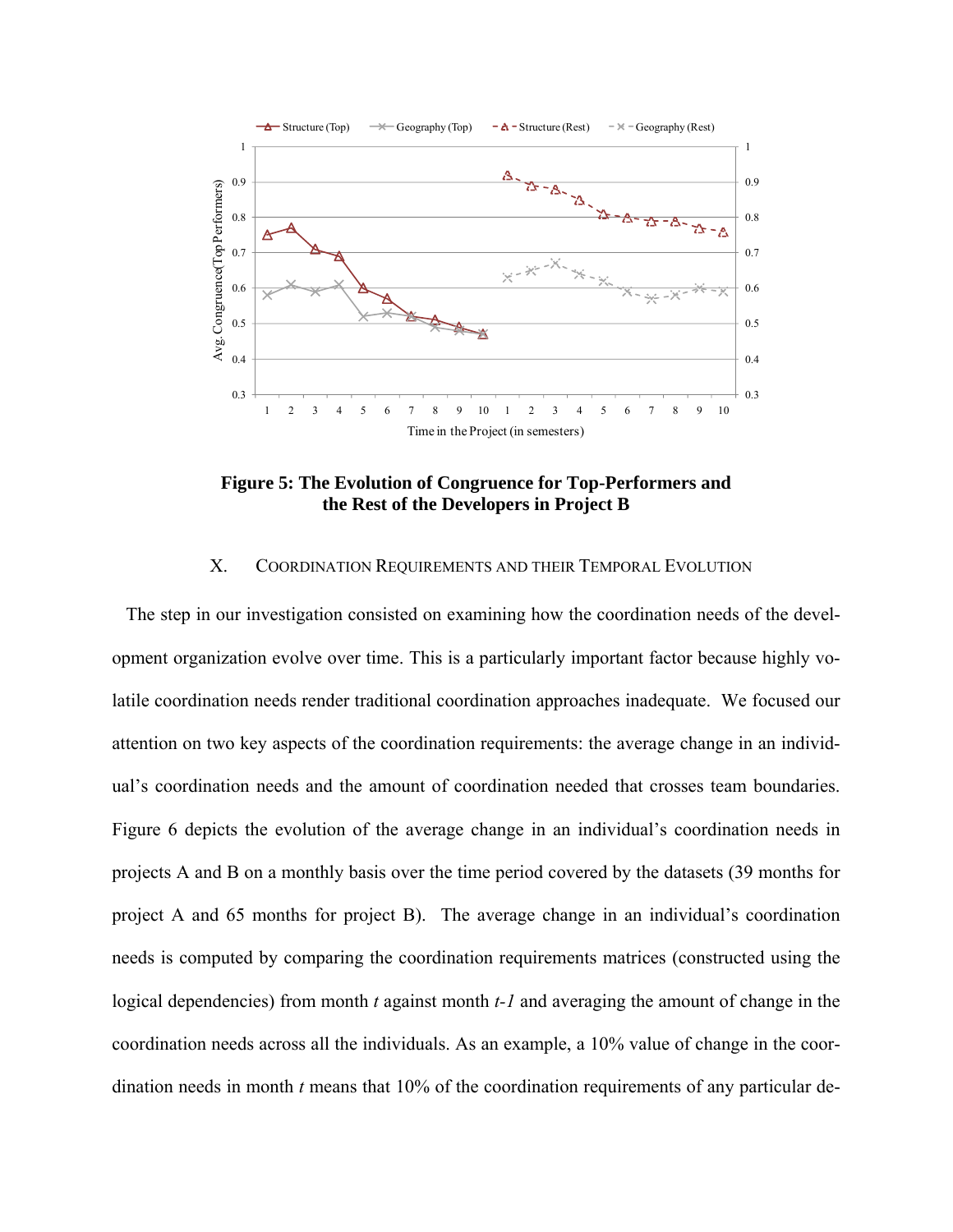**Figure 5: The Evolution of Congruence for Top-Performers and the Rest of the Developers in Project B**

## X. Coordination Requirements and their Temporal Evolution

The step in our investigation consisted on examining how the coordination needs of the development organization evolve over time. This is a particularly important factor because highly volatile coordination needs render traditional coordination approaches inadequate. We focused our attention on two key aspects of the coordination requirements: the average change in an individual's coordination needs and the amount of coordination needed that crosses team boundaries. Figure 6 depicts the evolution of the average change in an individual's coordination needs in projects A and B on a monthly basis over the time period covered by the datasets (39 months for project A and 65 months for project B). The average change in an individual's coordination needs is computed by comparing the coordination requirements matrices (constructed using the logical dependencies) from month *t* against month *t-1* and averaging the amount of change in the coordination needs across all the individuals. As an example, a 10% value of change in the coordination needs in month *t* means that 10% of the coordination requirements of any particular de-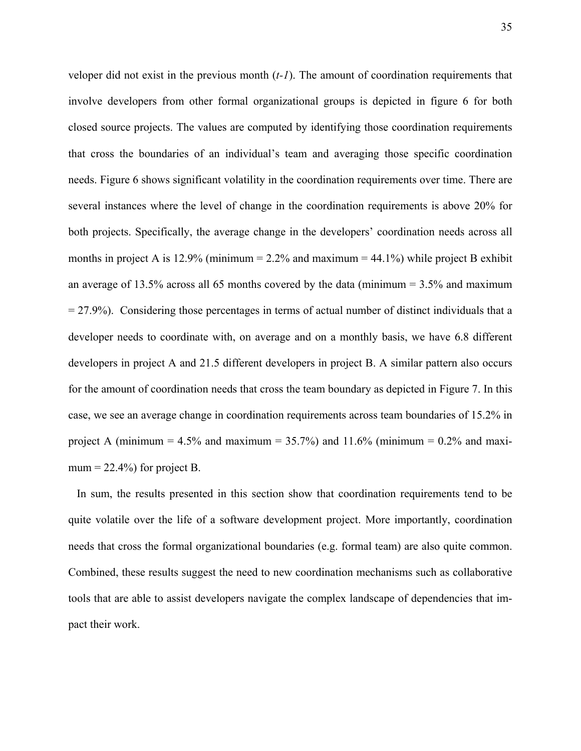veloper did not exist in the previous month (*t-1*). The amount of coordination requirements that involve developers from other formal organizational groups is depicted in figure 6 for both closed source projects. The values are computed by identifying those coordination requirements that cross the boundaries of an individual's team and averaging those specific coordination needs. Figure 6 shows significant volatility in the coordination requirements over time. There are several instances where the level of change in the coordination requirements is above 20% for both projects. Specifically, the average change in the developers' coordination needs across all months in project A is 12.9% (minimum = 2.2% and maximum = 44.1%) while project B exhibit an average of 13.5% across all 65 months covered by the data (minimum = 3.5% and maximum = 27.9%). Considering those percentages in terms of actual number of distinct individuals that a developer needs to coordinate with, on average and on a monthly basis, we have 6.8 different developers in project A and 21.5 different developers in project B. A similar pattern also occurs for the amount of coordination needs that cross the team boundary as depicted in Figure 7. In this case, we see an average change in coordination requirements across team boundaries of 15.2% in project A (minimum = 4.5% and maximum = 35.7%) and 11.6% (minimum = 0.2% and maximum = 22.4%) for project B.

In sum, the results presented in this section show that coordination requirements tend to be quite volatile over the life of a software development project. More importantly, coordination needs that cross the formal organizational boundaries (e.g. formal team) are also quite common. Combined, these results suggest the need to new coordination mechanisms such as collaborative tools that are able to assist developers navigate the complex landscape of dependencies that impact their work.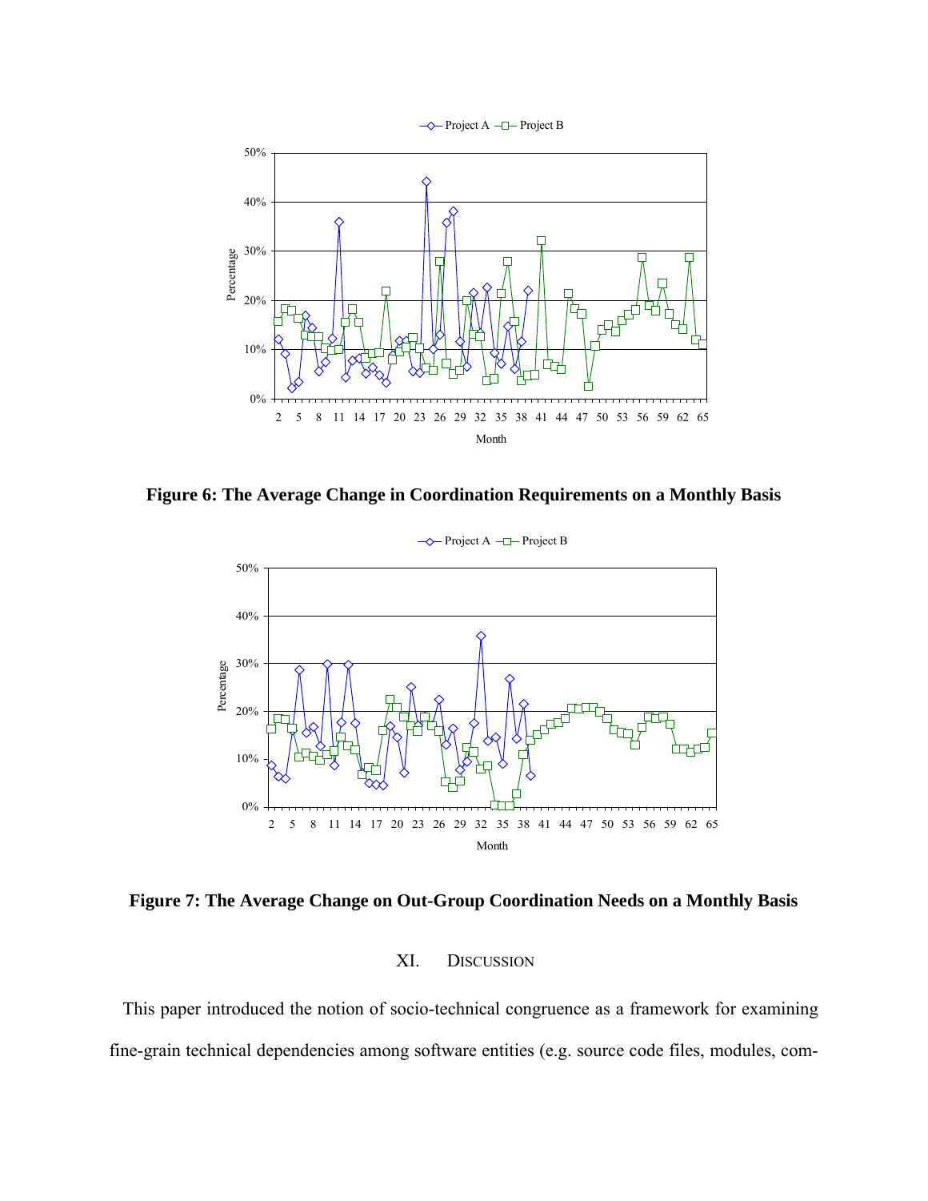**Figure 6: The Average Change in Coordination Requirements on a Monthly Basis**

**Figure 7: The Average Change on Out-Group Coordination Needs on a Monthly Basis**

## XI. DISCUSSION

This paper introduced the notion of socio-technical congruence as a framework for examining fine-grain technical dependencies among software entities (e.g. source code files, modules, com-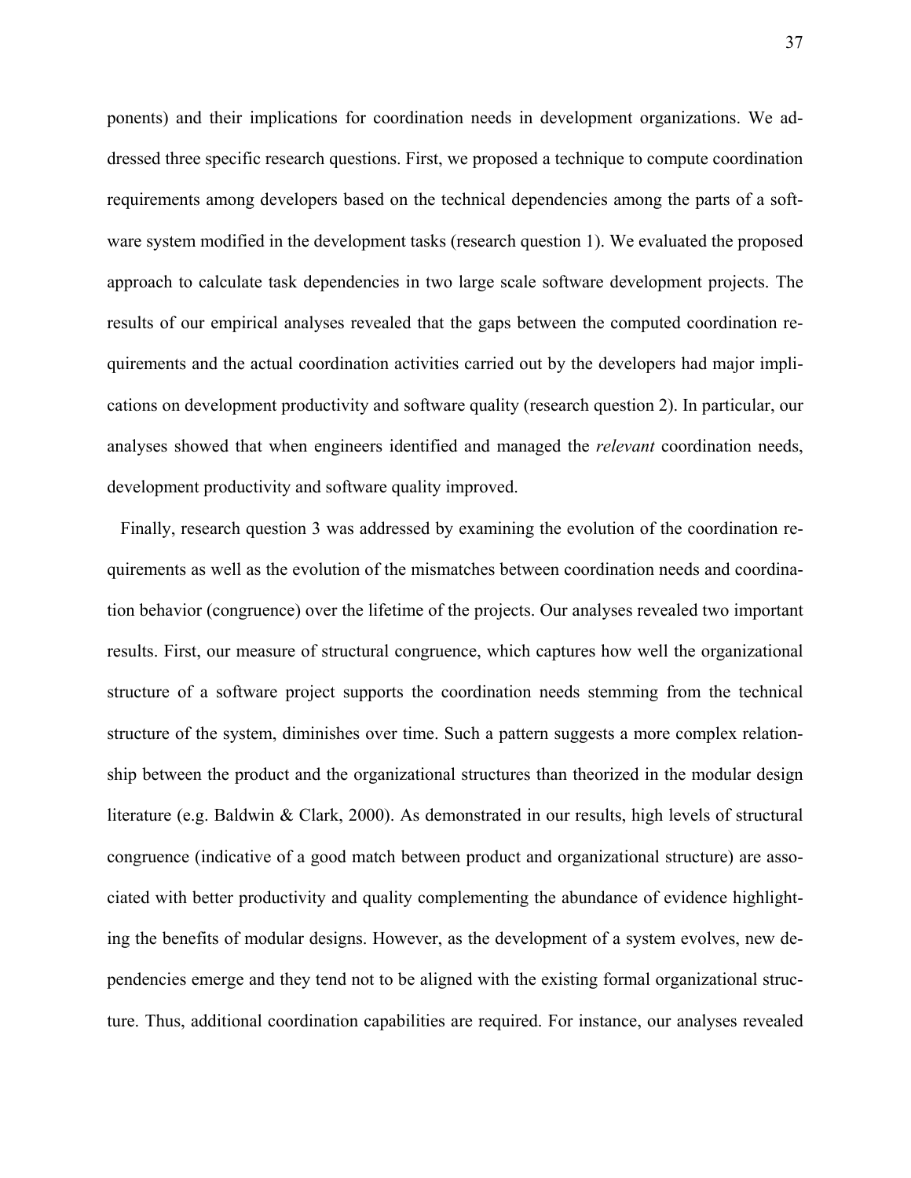ponents) and their implications for coordination needs in development organizations. We addressed three specific research questions. First, we proposed a technique to compute coordination requirements among developers based on the technical dependencies among the parts of a software system modified in the development tasks (research question 1). We evaluated the proposed approach to calculate task dependencies in two large scale software development projects. The results of our empirical analyses revealed that the gaps between the computed coordination requirements and the actual coordination activities carried out by the developers had major implications on development productivity and software quality (research question 2). In particular, our analyses showed that when engineers identified and managed the *relevant* coordination needs, development productivity and software quality improved.

Finally, research question 3 was addressed by examining the evolution of the coordination requirements as well as the evolution of the mismatches between coordination needs and coordination behavior (congruence) over the lifetime of the projects. Our analyses revealed two important results. First, our measure of structural congruence, which captures how well the organizational structure of a software project supports the coordination needs stemming from the technical structure of the system, diminishes over time. Such a pattern suggests a more complex relationship between the product and the organizational structures than theorized in the modular design literature (e.g. Baldwin & Clark, 2000). As demonstrated in our results, high levels of structural congruence (indicative of a good match between product and organizational structure) are associated with better productivity and quality complementing the abundance of evidence highlighting the benefits of modular designs. However, as the development of a system evolves, new dependencies emerge and they tend not to be aligned with the existing formal organizational structure. Thus, additional coordination capabilities are required. For instance, our analyses revealed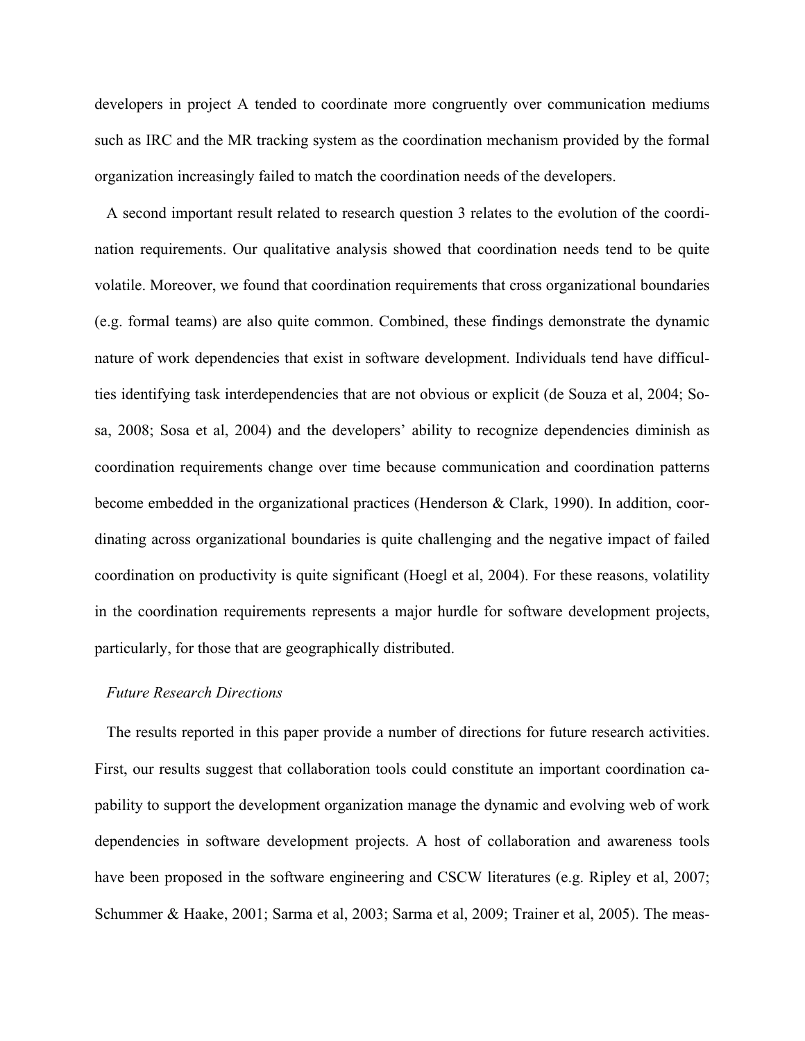developers in project A tended to coordinate more congruently over communication mediums such as IRC and the MR tracking system as the coordination mechanism provided by the formal organization increasingly failed to match the coordination needs of the developers.

A second important result related to research question 3 relates to the evolution of the coordination requirements. Our qualitative analysis showed that coordination needs tend to be quite volatile. Moreover, we found that coordination requirements that cross organizational boundaries (e.g. formal teams) are also quite common. Combined, these findings demonstrate the dynamic nature of work dependencies that exist in software development. Individuals tend have difficulties identifying task interdependencies that are not obvious or explicit (de Souza et al, 2004; Sosa, 2008; Sosa et al, 2004) and the developers' ability to recognize dependencies diminish as coordination requirements change over time because communication and coordination patterns become embedded in the organizational practices (Henderson & Clark, 1990). In addition, coordinating across organizational boundaries is quite challenging and the negative impact of failed coordination on productivity is quite significant (Hoegl et al, 2004). For these reasons, volatility in the coordination requirements represents a major hurdle for software development projects, particularly, for those that are geographically distributed.

*Future Research Directions*

The results reported in this paper provide a number of directions for future research activities. First, our results suggest that collaboration tools could constitute an important coordination capability to support the development organization manage the dynamic and evolving web of work dependencies in software development projects. A host of collaboration and awareness tools have been proposed in the software engineering and CSCW literatures (e.g. Ripley et al, 2007; Schummer & Haake, 2001; Sarma et al, 2003; Sarma et al, 2009; Trainer et al, 2005). The meas-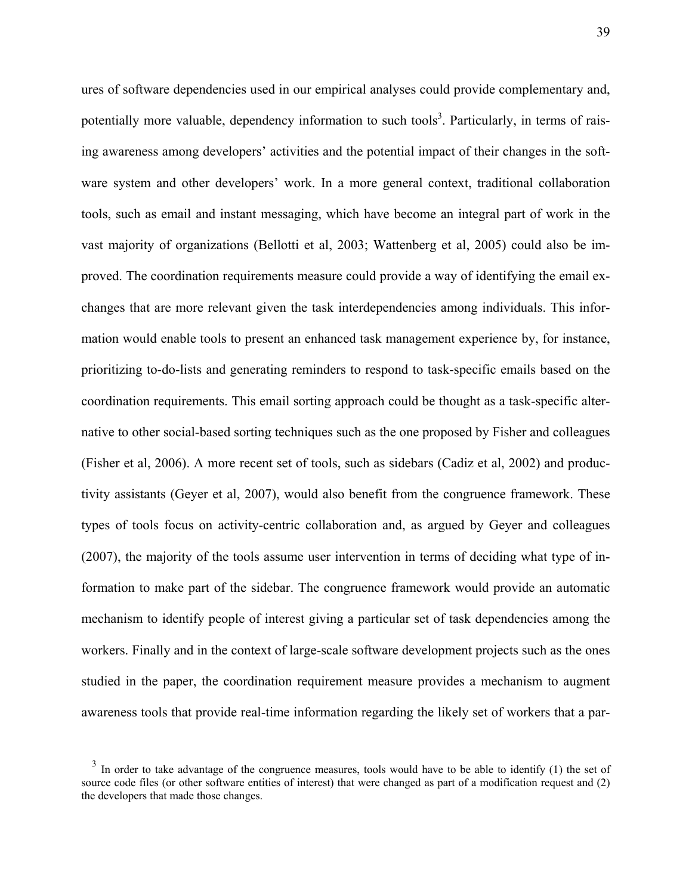ures of software dependencies used in our empirical analyses could provide complementary and, potentially more valuable, dependency information to such tools[3]. Particularly, in terms of raising awareness among developers' activities and the potential impact of their changes in the software system and other developers' work. In a more general context, traditional collaboration tools, such as email and instant messaging, which have become an integral part of work in the vast majority of organizations (Bellotti et al, 2003; Wattenberg et al, 2005) could also be improved. The coordination requirements measure could provide a way of identifying the email exchanges that are more relevant given the task interdependencies among individuals. This information would enable tools to present an enhanced task management experience by, for instance, prioritizing to-do-lists and generating reminders to respond to task-specific emails based on the coordination requirements. This email sorting approach could be thought as a task-specific alternative to other social-based sorting techniques such as the one proposed by Fisher and colleagues (Fisher et al, 2006). A more recent set of tools, such as sidebars (Cadiz et al, 2002) and productivity assistants (Geyer et al, 2007), would also benefit from the congruence framework. These types of tools focus on activity-centric collaboration and, as argued by Geyer and colleagues (2007), the majority of the tools assume user intervention in terms of deciding what type of information to make part of the sidebar. The congruence framework would provide an automatic mechanism to identify people of interest giving a particular set of task dependencies among the workers. Finally and in the context of large-scale software development projects such as the ones studied in the paper, the coordination requirement measure provides a mechanism to augment awareness tools that provide real-time information regarding the likely set of workers that a par-

[3] In order to take advantage of the congruence measures, tools would have to be able to identify (1) the set of source code files (or other software entities of interest) that were changed as part of a modification request and (2) the developers that made those changes.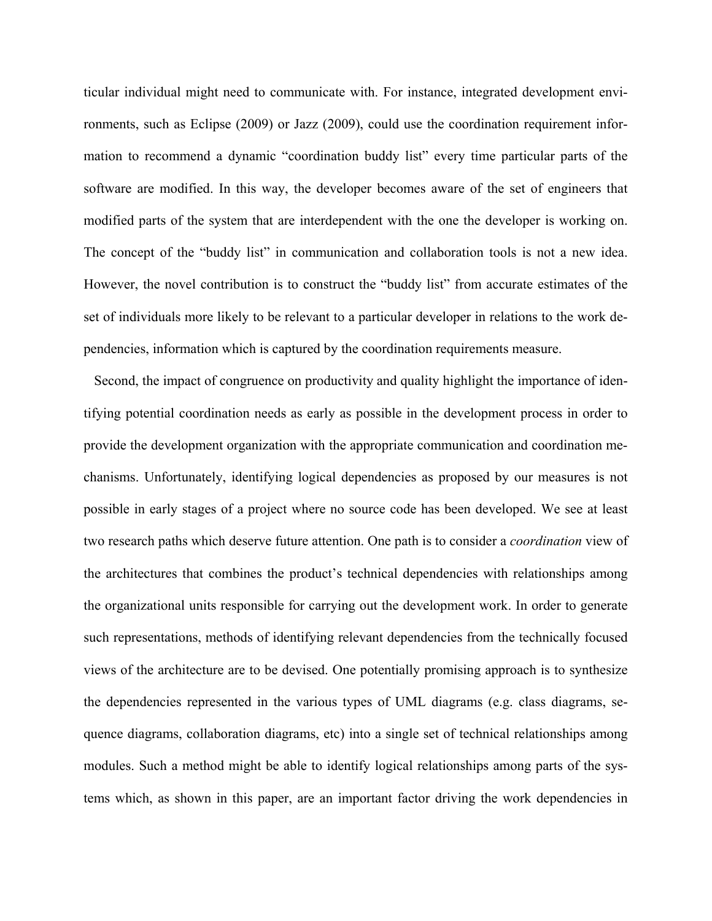ticular individual might need to communicate with. For instance, integrated development environments, such as Eclipse (2009) or Jazz (2009), could use the coordination requirement information to recommend a dynamic "coordination buddy list" every time particular parts of the software are modified. In this way, the developer becomes aware of the set of engineers that modified parts of the system that are interdependent with the one the developer is working on. The concept of the "buddy list" in communication and collaboration tools is not a new idea. However, the novel contribution is to construct the "buddy list" from accurate estimates of the set of individuals more likely to be relevant to a particular developer in relations to the work dependencies, information which is captured by the coordination requirements measure.

Second, the impact of congruence on productivity and quality highlight the importance of identifying potential coordination needs as early as possible in the development process in order to provide the development organization with the appropriate communication and coordination mechanisms. Unfortunately, identifying logical dependencies as proposed by our measures is not possible in early stages of a project where no source code has been developed. We see at least two research paths which deserve future attention. One path is to consider a *coordination* view of the architectures that combines the product's technical dependencies with relationships among the organizational units responsible for carrying out the development work. In order to generate such representations, methods of identifying relevant dependencies from the technically focused views of the architecture are to be devised. One potentially promising approach is to synthesize the dependencies represented in the various types of UML diagrams (e.g. class diagrams, sequence diagrams, collaboration diagrams, etc) into a single set of technical relationships among modules. Such a method might be able to identify logical relationships among parts of the systems which, as shown in this paper, are an important factor driving the work dependencies in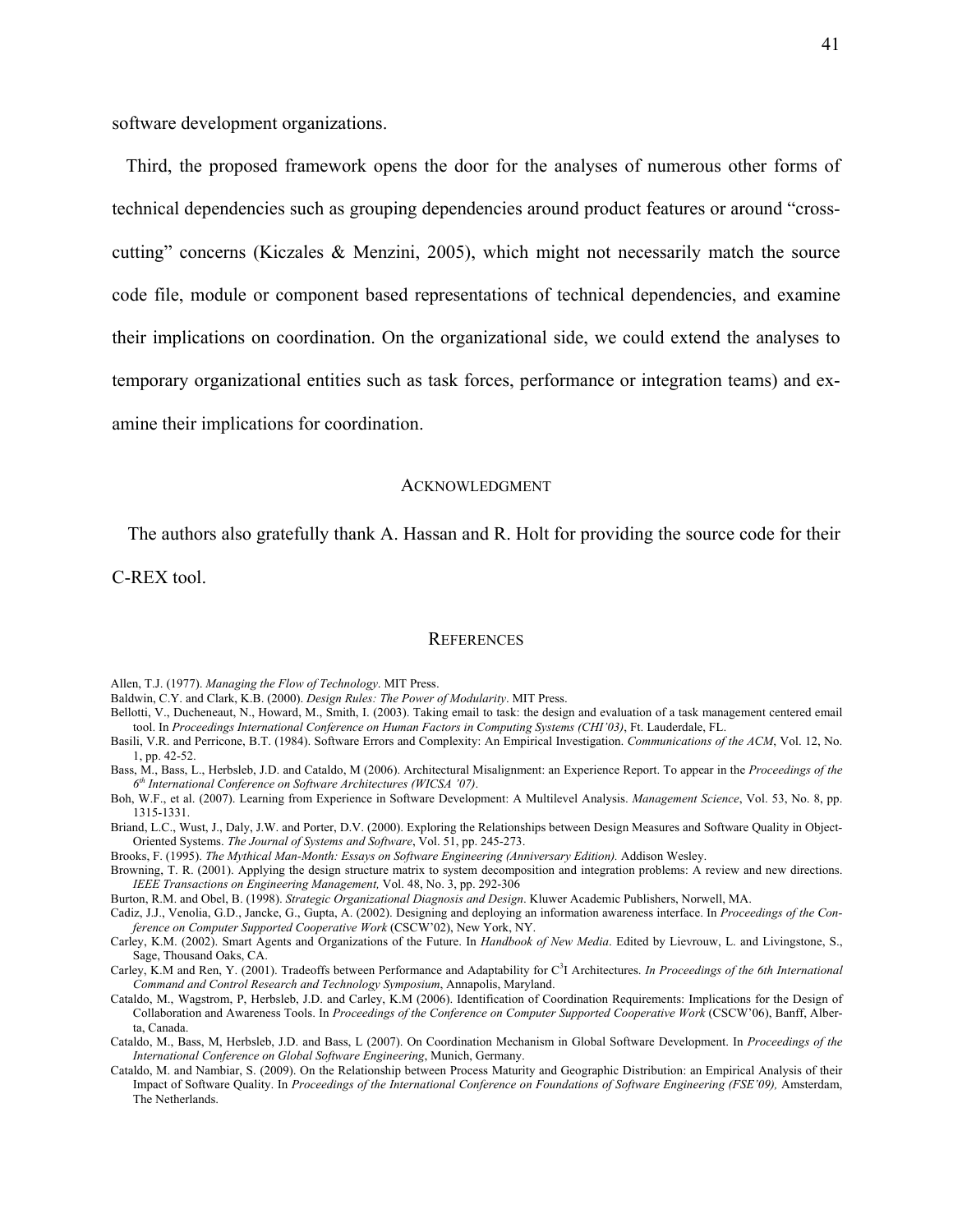software development organizations.

Third, the proposed framework opens the door for the analyses of numerous other forms of technical dependencies such as grouping dependencies around product features or around "cross-cutting" concerns (Kiczales & Menzini, 2005), which might not necessarily match the source code file, module or component based representations of technical dependencies, and examine their implications on coordination. On the organizational side, we could extend the analyses to temporary organizational entities such as task forces, performance or integration teams) and examine their implications for coordination.

## ACKNOWLEDGMENT

The authors also gratefully thank A. Hassan and R. Holt for providing the source code for their C-REX tool.

## REFERENCES

Allen, T.J. (1977). *Managing the Flow of Technology*. MIT Press.

Baldwin, C.Y. and Clark, K.B. (2000). *Design Rules: The Power of Modularity*. MIT Press.

Bellotti, V., Ducheneaut, N., Howard, M., Smith, I. (2003). Taking email to task: the design and evaluation of a task management centered email tool. In *Proceedings International Conference on Human Factors in Computing Systems (CHI'03)*, Ft. Lauderdale, FL.

Basili, V.R. and Perricone, B.T. (1984). Software Errors and Complexity: An Empirical Investigation. *Communications of the ACM*, Vol. 12, No. 1, pp. 42-52.

Bass, M., Bass, L., Herbsleb, J.D. and Cataldo, M (2006). Architectural Misalignment: an Experience Report. To appear in the *Proceedings of the 6th International Conference on Software Architectures (WICSA '07)*.

Boh, W.F., et al. (2007). Learning from Experience in Software Development: A Multilevel Analysis. *Management Science*, Vol. 53, No. 8, pp. 1315-1331.

Briand, L.C., Wust, J., Daly, J.W. and Porter, D.V. (2000). Exploring the Relationships between Design Measures and Software Quality in Object-Oriented Systems. *The Journal of Systems and Software*, Vol. 51, pp. 245-273.

Brooks, F. (1995). *The Mythical Man-Month: Essays on Software Engineering (Anniversary Edition).* Addison Wesley.

Browning, T. R. (2001). Applying the design structure matrix to system decomposition and integration problems: A review and new directions. *IEEE Transactions on Engineering Management,* Vol. 48, No. 3, pp. 292-306

Burton, R.M. and Obel, B. (1998). *Strategic Organizational Diagnosis and Design*. Kluwer Academic Publishers, Norwell, MA.

Cadiz, J.J., Venolia, G.D., Jancke, G., Gupta, A. (2002). Designing and deploying an information awareness interface. In *Proceedings of the Conference on Computer Supported Cooperative Work* (CSCW'02), New York, NY.

Carley, K.M. (2002). Smart Agents and Organizations of the Future. In *Handbook of New Media*. Edited by Lievrouw, L. and Livingstone, S., Sage, Thousand Oaks, CA.

Carley, K.M and Ren, Y. (2001). Tradeoffs between Performance and Adaptability for $C^3$I Architectures. *In Proceedings of the 6th International Command and Control Research and Technology Symposium*, Annapolis, Maryland.

Cataldo, M., Wagstrom, P, Herbsleb, J.D. and Carley, K.M (2006). Identification of Coordination Requirements: Implications for the Design of Collaboration and Awareness Tools. In *Proceedings of the Conference on Computer Supported Cooperative Work* (CSCW'06), Banff, Alberta, Canada.

Cataldo, M., Bass, M, Herbsleb, J.D. and Bass, L (2007). On Coordination Mechanism in Global Software Development. In *Proceedings of the International Conference on Global Software Engineering*, Munich, Germany.

Cataldo, M. and Nambiar, S. (2009). On the Relationship between Process Maturity and Geographic Distribution: an Empirical Analysis of their Impact of Software Quality. In *Proceedings of the International Conference on Foundations of Software Engineering (FSE'09),* Amsterdam, The Netherlands.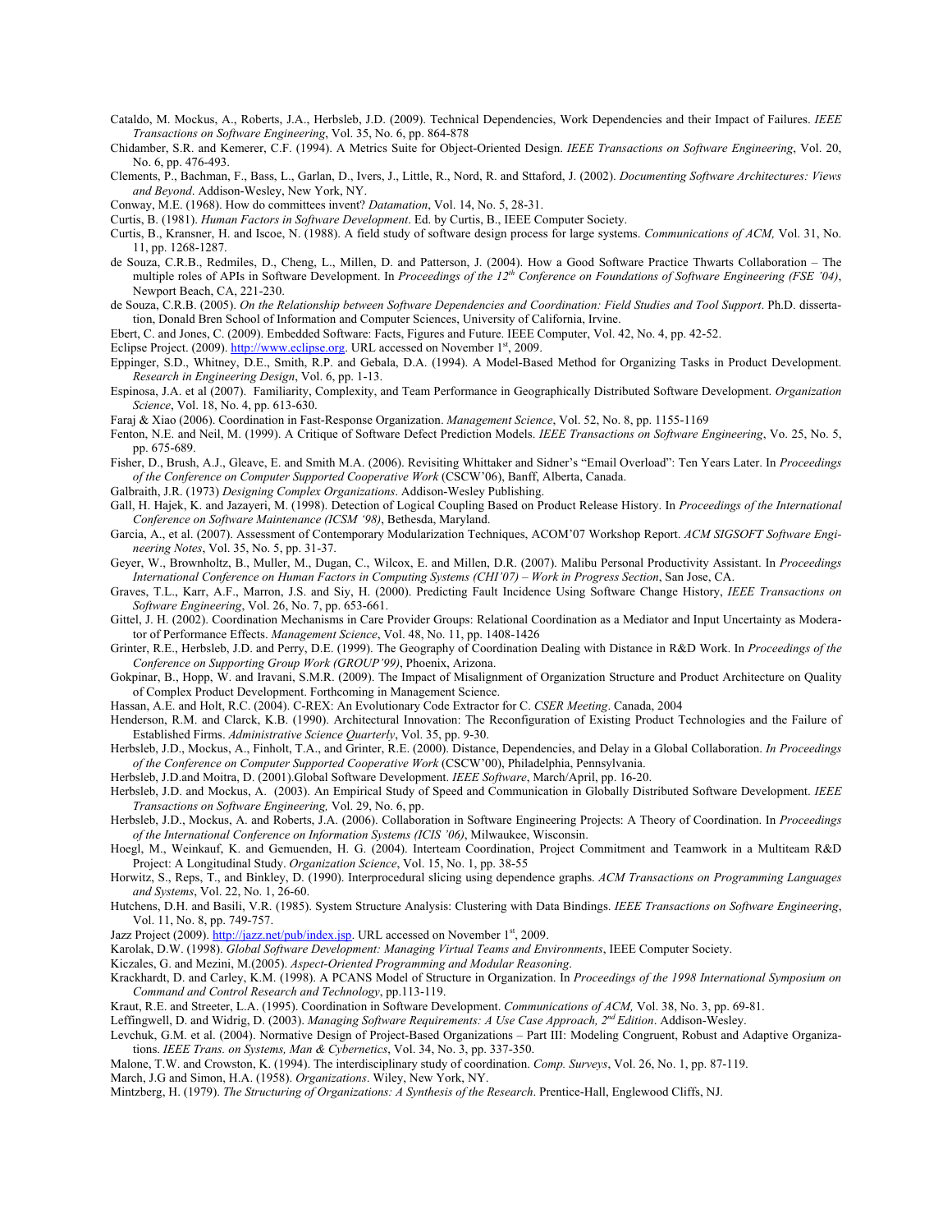Cataldo, M. Mockus, A., Roberts, J.A., Herbsleb, J.D. (2009). Technical Dependencies, Work Dependencies and their Impact of Failures. *IEEE Transactions on Software Engineering*, Vol. 35, No. 6, pp. 864-878

Chidamber, S.R. and Kemerer, C.F. (1994). A Metrics Suite for Object-Oriented Design. *IEEE Transactions on Software Engineering*, Vol. 20, No. 6, pp. 476-493.

Clements, P., Bachman, F., Bass, L., Garlan, D., Ivers, J., Little, R., Nord, R. and Sttaford, J. (2002). *Documenting Software Architectures: Views and Beyond*. Addison-Wesley, New York, NY.

Conway, M.E. (1968). How do committees invent? *Datamation*, Vol. 14, No. 5, 28-31.

Curtis, B. (1981). *Human Factors in Software Development*. Ed. by Curtis, B., IEEE Computer Society.

Curtis, B., Kransner, H. and Iscoe, N. (1988). A field study of software design process for large systems. *Communications of ACM,* Vol. 31, No. 11, pp. 1268-1287.

de Souza, C.R.B., Redmiles, D., Cheng, L., Millen, D. and Patterson, J. (2004). How a Good Software Practice Thwarts Collaboration – The multiple roles of APIs in Software Development. In *Proceedings of the 12th Conference on Foundations of Software Engineering (FSE '04)*, Newport Beach, CA, 221-230.

de Souza, C.R.B. (2005). *On the Relationship between Software Dependencies and Coordination: Field Studies and Tool Support*. Ph.D. dissertation, Donald Bren School of Information and Computer Sciences, University of California, Irvine.

Ebert, C. and Jones, C. (2009). Embedded Software: Facts, Figures and Future. IEEE Computer, Vol. 42, No. 4, pp. 42-52.

Eclipse Project. (2009). http://www.eclipse.org. URL accessed on November 1st, 2009.

Eppinger, S.D., Whitney, D.E., Smith, R.P. and Gebala, D.A. (1994). A Model-Based Method for Organizing Tasks in Product Development. *Research in Engineering Design*, Vol. 6, pp. 1-13.

Espinosa, J.A. et al (2007). Familiarity, Complexity, and Team Performance in Geographically Distributed Software Development. *Organization Science*, Vol. 18, No. 4, pp. 613-630.

Faraj & Xiao (2006). Coordination in Fast-Response Organization. *Management Science*, Vol. 52, No. 8, pp. 1155-1169

Fenton, N.E. and Neil, M. (1999). A Critique of Software Defect Prediction Models. *IEEE Transactions on Software Engineering*, Vo. 25, No. 5, pp. 675-689.

Fisher, D., Brush, A.J., Gleave, E. and Smith M.A. (2006). Revisiting Whittaker and Sidner's "Email Overload": Ten Years Later. In *Proceedings of the Conference on Computer Supported Cooperative Work* (CSCW'06), Banff, Alberta, Canada.

Galbraith, J.R. (1973) *Designing Complex Organizations*. Addison-Wesley Publishing.

Gall, H. Hajek, K. and Jazayeri, M. (1998). Detection of Logical Coupling Based on Product Release History. In *Proceedings of the International Conference on Software Maintenance (ICSM '98)*, Bethesda, Maryland.

Garcia, A., et al. (2007). Assessment of Contemporary Modularization Techniques, ACOM'07 Workshop Report. *ACM SIGSOFT Software Engineering Notes*, Vol. 35, No. 5, pp. 31-37.

Geyer, W., Brownholtz, B., Muller, M., Dugan, C., Wilcox, E. and Millen, D.R. (2007). Malibu Personal Productivity Assistant. In *Proceedings International Conference on Human Factors in Computing Systems (CHI'07) – Work in Progress Section*, San Jose, CA.

Graves, T.L., Karr, A.F., Marron, J.S. and Siy, H. (2000). Predicting Fault Incidence Using Software Change History, *IEEE Transactions on Software Engineering*, Vol. 26, No. 7, pp. 653-661.

Gittel, J. H. (2002). Coordination Mechanisms in Care Provider Groups: Relational Coordination as a Mediator and Input Uncertainty as Moderator of Performance Effects. *Management Science*, Vol. 48, No. 11, pp. 1408-1426

Grinter, R.E., Herbsleb, J.D. and Perry, D.E. (1999). The Geography of Coordination Dealing with Distance in R&D Work. In *Proceedings of the Conference on Supporting Group Work (GROUP'99)*, Phoenix, Arizona.

Gokpinar, B., Hopp, W. and Iravani, S.M.R. (2009). The Impact of Misalignment of Organization Structure and Product Architecture on Quality of Complex Product Development. Forthcoming in Management Science.

Hassan, A.E. and Holt, R.C. (2004). C-REX: An Evolutionary Code Extractor for C. *CSER Meeting*. Canada, 2004

Henderson, R.M. and Clarck, K.B. (1990). Architectural Innovation: The Reconfiguration of Existing Product Technologies and the Failure of Established Firms. *Administrative Science Quarterly*, Vol. 35, pp. 9-30.

Herbsleb, J.D., Mockus, A., Finholt, T.A., and Grinter, R.E. (2000). Distance, Dependencies, and Delay in a Global Collaboration. *In Proceedings of the Conference on Computer Supported Cooperative Work* (CSCW'00), Philadelphia, Pennsylvania.

Herbsleb, J.D.and Moitra, D. (2001).Global Software Development. *IEEE Software*, March/April, pp. 16-20.

Herbsleb, J.D. and Mockus, A. (2003). An Empirical Study of Speed and Communication in Globally Distributed Software Development. *IEEE Transactions on Software Engineering,* Vol. 29, No. 6, pp.

Herbsleb, J.D., Mockus, A. and Roberts, J.A. (2006). Collaboration in Software Engineering Projects: A Theory of Coordination. In *Proceedings of the International Conference on Information Systems (ICIS '06)*, Milwaukee, Wisconsin.

Hoegl, M., Weinkauf, K. and Gemuenden, H. G. (2004). Interteam Coordination, Project Commitment and Teamwork in a Multiteam R&D Project: A Longitudinal Study. *Organization Science*, Vol. 15, No. 1, pp. 38-55

Horwitz, S., Reps, T., and Binkley, D. (1990). Interprocedural slicing using dependence graphs. *ACM Transactions on Programming Languages and Systems*, Vol. 22, No. 1, 26-60.

Hutchens, D.H. and Basili, V.R. (1985). System Structure Analysis: Clustering with Data Bindings. *IEEE Transactions on Software Engineering*, Vol. 11, No. 8, pp. 749-757.

Jazz Project (2009). http://jazz.net/pub/index.jsp. URL accessed on November 1st, 2009.

Karolak, D.W. (1998). *Global Software Development: Managing Virtual Teams and Environments*, IEEE Computer Society.

Kiczales, G. and Mezini, M.(2005). *Aspect-Oriented Programming and Modular Reasoning*.

Krackhardt, D. and Carley, K.M. (1998). A PCANS Model of Structure in Organization. In *Proceedings of the 1998 International Symposium on Command and Control Research and Technology*, pp.113-119.

Kraut, R.E. and Streeter, L.A. (1995). Coordination in Software Development. *Communications of ACM,* Vol. 38, No. 3, pp. 69-81.

Leffingwell, D. and Widrig, D. (2003). *Managing Software Requirements: A Use Case Approach, 2nd Edition*. Addison-Wesley.

Levchuk, G.M. et al. (2004). Normative Design of Project-Based Organizations – Part III: Modeling Congruent, Robust and Adaptive Organizations. *IEEE Trans. on Systems, Man & Cybernetics*, Vol. 34, No. 3, pp. 337-350.

Malone, T.W. and Crowston, K. (1994). The interdisciplinary study of coordination. *Comp. Surveys*, Vol. 26, No. 1, pp. 87-119.

March, J.G and Simon, H.A. (1958). *Organizations*. Wiley, New York, NY.

Mintzberg, H. (1979). *The Structuring of Organizations: A Synthesis of the Research*. Prentice-Hall, Englewood Cliffs, NJ.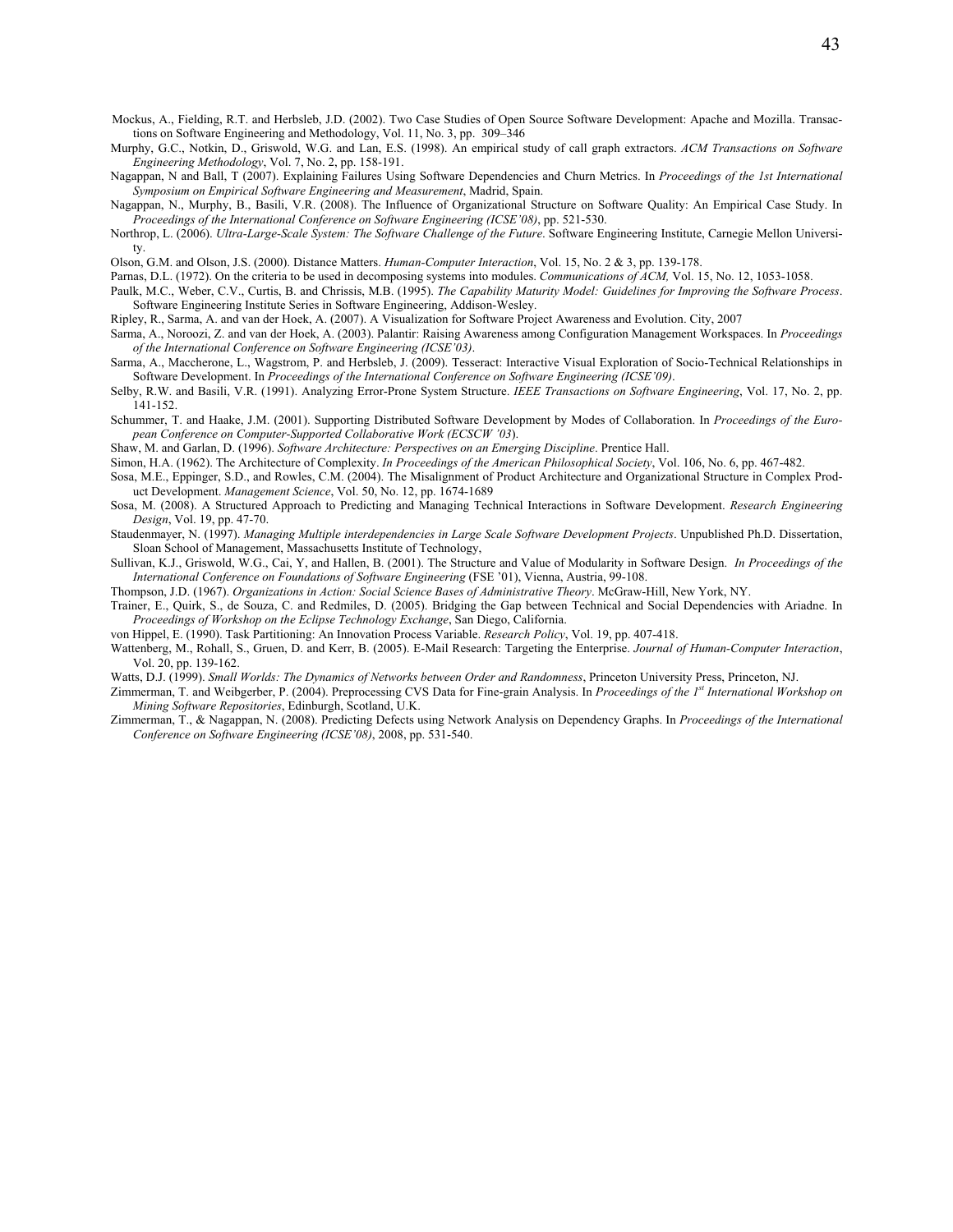Mockus, A., Fielding, R.T. and Herbsleb, J.D. (2002). Two Case Studies of Open Source Software Development: Apache and Mozilla. Transactions on Software Engineering and Methodology, Vol. 11, No. 3, pp. 309–346

Murphy, G.C., Notkin, D., Griswold, W.G. and Lan, E.S. (1998). An empirical study of call graph extractors. *ACM Transactions on Software Engineering Methodology*, Vol. 7, No. 2, pp. 158-191.

Nagappan, N and Ball, T (2007). Explaining Failures Using Software Dependencies and Churn Metrics. In *Proceedings of the 1st International Symposium on Empirical Software Engineering and Measurement*, Madrid, Spain.

Nagappan, N., Murphy, B., Basili, V.R. (2008). The Influence of Organizational Structure on Software Quality: An Empirical Case Study. In *Proceedings of the International Conference on Software Engineering (ICSE'08)*, pp. 521-530.

Northrop, L. (2006). *Ultra-Large-Scale System: The Software Challenge of the Future*. Software Engineering Institute, Carnegie Mellon University.

Olson, G.M. and Olson, J.S. (2000). Distance Matters. *Human-Computer Interaction*, Vol. 15, No. 2 & 3, pp. 139-178.

Parnas, D.L. (1972). On the criteria to be used in decomposing systems into modules. *Communications of ACM,* Vol. 15, No. 12, 1053-1058.

Paulk, M.C., Weber, C.V., Curtis, B. and Chrissis, M.B. (1995). *The Capability Maturity Model: Guidelines for Improving the Software Process*. Software Engineering Institute Series in Software Engineering, Addison-Wesley.

Ripley, R., Sarma, A. and van der Hoek, A. (2007). A Visualization for Software Project Awareness and Evolution. City, 2007

Sarma, A., Noroozi, Z. and van der Hoek, A. (2003). Palantir: Raising Awareness among Configuration Management Workspaces. In *Proceedings of the International Conference on Software Engineering (ICSE'03)*.

Sarma, A., Maccherone, L., Wagstrom, P. and Herbsleb, J. (2009). Tesseract: Interactive Visual Exploration of Socio-Technical Relationships in Software Development. In *Proceedings of the International Conference on Software Engineering (ICSE'09)*.

Selby, R.W. and Basili, V.R. (1991). Analyzing Error-Prone System Structure. *IEEE Transactions on Software Engineering*, Vol. 17, No. 2, pp. 141-152.

Schummer, T. and Haake, J.M. (2001). Supporting Distributed Software Development by Modes of Collaboration. In *Proceedings of the European Conference on Computer-Supported Collaborative Work (ECSCW '03*).

Shaw, M. and Garlan, D. (1996). *Software Architecture: Perspectives on an Emerging Discipline*. Prentice Hall.

Simon, H.A. (1962). The Architecture of Complexity. *In Proceedings of the American Philosophical Society*, Vol. 106, No. 6, pp. 467-482.

Sosa, M.E., Eppinger, S.D., and Rowles, C.M. (2004). The Misalignment of Product Architecture and Organizational Structure in Complex Product Development. *Management Science*, Vol. 50, No. 12, pp. 1674-1689

Sosa, M. (2008). A Structured Approach to Predicting and Managing Technical Interactions in Software Development. *Research Engineering Design*, Vol. 19, pp. 47-70.

Staudenmayer, N. (1997). *Managing Multiple interdependencies in Large Scale Software Development Projects*. Unpublished Ph.D. Dissertation, Sloan School of Management, Massachusetts Institute of Technology,

Sullivan, K.J., Griswold, W.G., Cai, Y, and Hallen, B. (2001). The Structure and Value of Modularity in Software Design. *In Proceedings of the International Conference on Foundations of Software Engineering* (FSE '01), Vienna, Austria, 99-108.

Thompson, J.D. (1967). *Organizations in Action: Social Science Bases of Administrative Theory*. McGraw-Hill, New York, NY.

Trainer, E., Quirk, S., de Souza, C. and Redmiles, D. (2005). Bridging the Gap between Technical and Social Dependencies with Ariadne. In *Proceedings of Workshop on the Eclipse Technology Exchange*, San Diego, California.

von Hippel, E. (1990). Task Partitioning: An Innovation Process Variable. *Research Policy*, Vol. 19, pp. 407-418.

Wattenberg, M., Rohall, S., Gruen, D. and Kerr, B. (2005). E-Mail Research: Targeting the Enterprise. *Journal of Human-Computer Interaction*, Vol. 20, pp. 139-162.

Watts, D.J. (1999). *Small Worlds: The Dynamics of Networks between Order and Randomness*, Princeton University Press, Princeton, NJ.

Zimmerman, T. and Weibgerber, P. (2004). Preprocessing CVS Data for Fine-grain Analysis. In *Proceedings of the 1st International Workshop on Mining Software Repositories*, Edinburgh, Scotland, U.K.

Zimmerman, T., & Nagappan, N. (2008). Predicting Defects using Network Analysis on Dependency Graphs. In *Proceedings of the International Conference on Software Engineering (ICSE'08)*, 2008, pp. 531-540.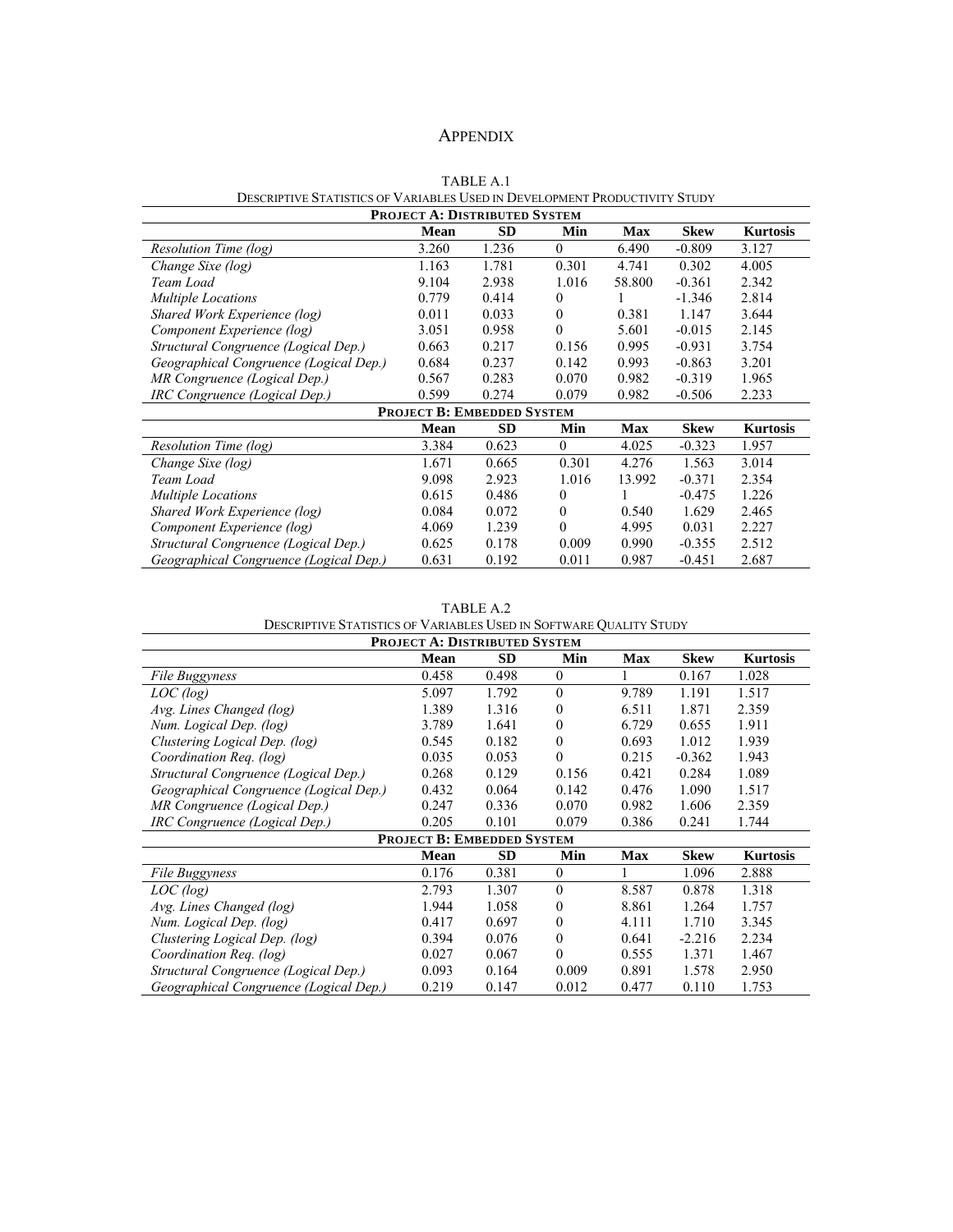# Appendix

TABLE A.1
Descriptive Statistics of Variables Used in Development Productivity Study

| **Project A: Distributed System** | | | | | | |
|---|---|---|---|---|---|---|
| | **Mean** | **SD** | **Min** | **Max** | **Skew** | **Kurtosis** |
| *Resolution Time (log)* | 3.260 | 1.236 | 0 | 6.490 | -0.809 | 3.127 |
| *Change Sixe (log)* | 1.163 | 1.781 | 0.301 | 4.741 | 0.302 | 4.005 |
| *Team Load* | 9.104 | 2.938 | 1.016 | 58.800 | -0.361 | 2.342 |
| *Multiple Locations* | 0.779 | 0.414 | 0 | 1 | -1.346 | 2.814 |
| *Shared Work Experience (log)* | 0.011 | 0.033 | 0 | 0.381 | 1.147 | 3.644 |
| *Component Experience (log)* | 3.051 | 0.958 | 0 | 5.601 | -0.015 | 2.145 |
| *Structural Congruence (Logical Dep.)* | 0.663 | 0.217 | 0.156 | 0.995 | -0.931 | 3.754 |
| *Geographical Congruence (Logical Dep.)* | 0.684 | 0.237 | 0.142 | 0.993 | -0.863 | 3.201 |
| *MR Congruence (Logical Dep.)* | 0.567 | 0.283 | 0.070 | 0.982 | -0.319 | 1.965 |
| *IRC Congruence (Logical Dep.)* | 0.599 | 0.274 | 0.079 | 0.982 | -0.506 | 2.233 |
| **Project B: Embedded System** | | | | | | |
| | **Mean** | **SD** | **Min** | **Max** | **Skew** | **Kurtosis** |
| *Resolution Time (log)* | 3.384 | 0.623 | 0 | 4.025 | -0.323 | 1.957 |
| *Change Sixe (log)* | 1.671 | 0.665 | 0.301 | 4.276 | 1.563 | 3.014 |
| *Team Load* | 9.098 | 2.923 | 1.016 | 13.992 | -0.371 | 2.354 |
| *Multiple Locations* | 0.615 | 0.486 | 0 | 1 | -0.475 | 1.226 |
| *Shared Work Experience (log)* | 0.084 | 0.072 | 0 | 0.540 | 1.629 | 2.465 |
| *Component Experience (log)* | 4.069 | 1.239 | 0 | 4.995 | 0.031 | 2.227 |
| *Structural Congruence (Logical Dep.)* | 0.625 | 0.178 | 0.009 | 0.990 | -0.355 | 2.512 |
| *Geographical Congruence (Logical Dep.)* | 0.631 | 0.192 | 0.011 | 0.987 | -0.451 | 2.687 |

TABLE A.2
Descriptive Statistics of Variables Used in Software Quality Study

| **Project A: Distributed System** | | | | | | |
|---|---|---|---|---|---|---|
| | **Mean** | **SD** | **Min** | **Max** | **Skew** | **Kurtosis** |
| *File Buggyness* | 0.458 | 0.498 | 0 | 1 | 0.167 | 1.028 |
| *LOC (log)* | 5.097 | 1.792 | 0 | 9.789 | 1.191 | 1.517 |
| *Avg. Lines Changed (log)* | 1.389 | 1.316 | 0 | 6.511 | 1.871 | 2.359 |
| *Num. Logical Dep. (log)* | 3.789 | 1.641 | 0 | 6.729 | 0.655 | 1.911 |
| *Clustering Logical Dep. (log)* | 0.545 | 0.182 | 0 | 0.693 | 1.012 | 1.939 |
| *Coordination Req. (log)* | 0.035 | 0.053 | 0 | 0.215 | -0.362 | 1.943 |
| *Structural Congruence (Logical Dep.)* | 0.268 | 0.129 | 0.156 | 0.421 | 0.284 | 1.089 |
| *Geographical Congruence (Logical Dep.)* | 0.432 | 0.064 | 0.142 | 0.476 | 1.090 | 1.517 |
| *MR Congruence (Logical Dep.)* | 0.247 | 0.336 | 0.070 | 0.982 | 1.606 | 2.359 |
| *IRC Congruence (Logical Dep.)* | 0.205 | 0.101 | 0.079 | 0.386 | 0.241 | 1.744 |
| **Project B: Embedded System** | | | | | | |
| | **Mean** | **SD** | **Min** | **Max** | **Skew** | **Kurtosis** |
| *File Buggyness* | 0.176 | 0.381 | 0 | 1 | 1.096 | 2.888 |
| *LOC (log)* | 2.793 | 1.307 | 0 | 8.587 | 0.878 | 1.318 |
| *Avg. Lines Changed (log)* | 1.944 | 1.058 | 0 | 8.861 | 1.264 | 1.757 |
| *Num. Logical Dep. (log)* | 0.417 | 0.697 | 0 | 4.111 | 1.710 | 3.345 |
| *Clustering Logical Dep. (log)* | 0.394 | 0.076 | 0 | 0.641 | -2.216 | 2.234 |
| *Coordination Req. (log)* | 0.027 | 0.067 | 0 | 0.555 | 1.371 | 1.467 |
| *Structural Congruence (Logical Dep.)* | 0.093 | 0.164 | 0.009 | 0.891 | 1.578 | 2.950 |
| *Geographical Congruence (Logical Dep.)* | 0.219 | 0.147 | 0.012 | 0.477 | 0.110 | 1.753 |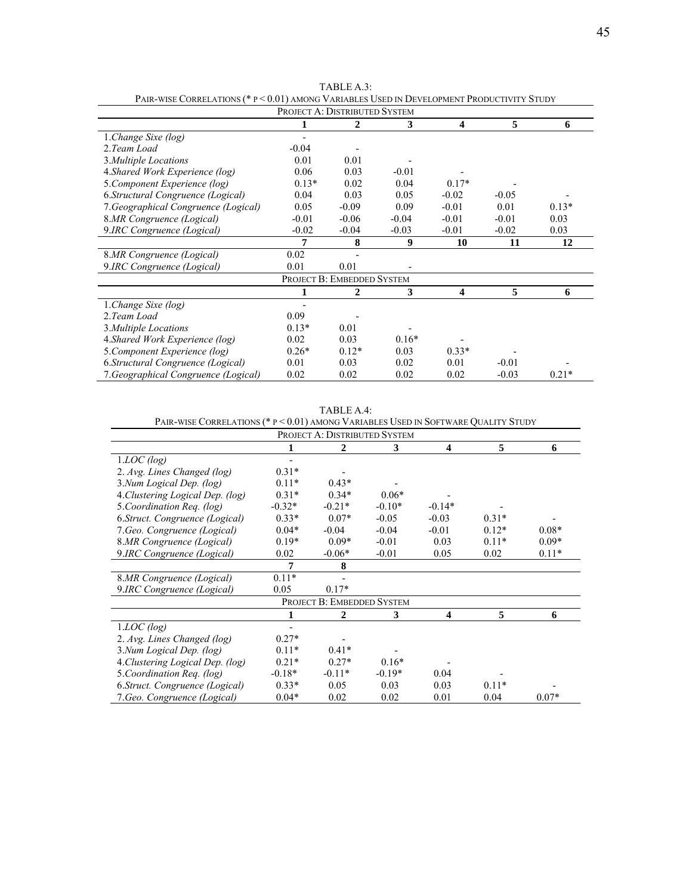TABLE A.3:

PAIR-WISE CORRELATIONS (* P < 0.01) AMONG VARIABLES USED IN DEVELOPMENT PRODUCTIVITY STUDY

| | | | | | | |
|---|---|---|---|---|---|---|
| **PROJECT A: DISTRIBUTED SYSTEM** | | | | | | |
| | **1** | **2** | **3** | **4** | **5** | **6** |
| 1.*Change Sixe (log)* | - | | | | | |
| 2.*Team Load* | -0.04 | - | | | | |
| 3.*Multiple Locations* | 0.01 | 0.01 | - | | | |
| 4.*Shared Work Experience (log)* | 0.06 | 0.03 | -0.01 | - | | |
| 5.*Component Experience (log)* | 0.13* | 0.02 | 0.04 | 0.17* | - | |
| 6.*Structural Congruence (Logical)* | 0.04 | 0.03 | 0.05 | -0.02 | -0.05 | - |
| 7.*Geographical Congruence (Logical)* | 0.05 | -0.09 | 0.09 | -0.01 | 0.01 | 0.13* |
| 8.*MR Congruence (Logical)* | -0.01 | -0.06 | -0.04 | -0.01 | -0.01 | 0.03 |
| 9.*IRC Congruence (Logical)* | -0.02 | -0.04 | -0.03 | -0.01 | -0.02 | 0.03 |
| | **7** | **8** | **9** | **10** | **11** | **12** |
| 8.*MR Congruence (Logical)* | 0.02 | - | | | | |
| 9.*IRC Congruence (Logical)* | 0.01 | 0.01 | - | | | |
| **PROJECT B: EMBEDDED SYSTEM** | | | | | | |
| | **1** | **2** | **3** | **4** | **5** | **6** |
| 1.*Change Sixe (log)* | - | | | | | |
| 2.*Team Load* | 0.09 | - | | | | |
| 3.*Multiple Locations* | 0.13* | 0.01 | - | | | |
| 4.*Shared Work Experience (log)* | 0.02 | 0.03 | 0.16* | - | | |
| 5.*Component Experience (log)* | 0.26* | 0.12* | 0.03 | 0.33* | - | |
| 6.*Structural Congruence (Logical)* | 0.01 | 0.03 | 0.02 | 0.01 | -0.01 | - |
| 7.*Geographical Congruence (Logical)* | 0.02 | 0.02 | 0.02 | 0.02 | -0.03 | 0.21* |

TABLE A.4:

PAIR-WISE CORRELATIONS (* P < 0.01) AMONG VARIABLES USED IN SOFTWARE QUALITY STUDY

| | | | | | | |
|---|---|---|---|---|---|---|
| **PROJECT A: DISTRIBUTED SYSTEM** | | | | | | |
| | **1** | **2** | **3** | **4** | **5** | **6** |
| 1.*LOC (log)* | - | | | | | |
| 2. *Avg. Lines Changed (log)* | 0.31* | - | | | | |
| 3.*Num Logical Dep. (log)* | 0.11* | 0.43* | - | | | |
| 4.*Clustering Logical Dep. (log)* | 0.31* | 0.34* | 0.06* | - | | |
| 5.*Coordination Req. (log)* | -0.32* | -0.21* | -0.10* | -0.14* | - | |
| 6.*Struct. Congruence (Logical)* | 0.33* | 0.07* | -0.05 | -0.03 | 0.31* | - |
| 7.*Geo. Congruence (Logical)* | 0.04* | -0.04 | -0.04 | -0.01 | 0.12* | 0.08* |
| 8.*MR Congruence (Logical)* | 0.19* | 0.09* | -0.01 | 0.03 | 0.11* | 0.09* |
| 9.*IRC Congruence (Logical)* | 0.02 | -0.06* | -0.01 | 0.05 | 0.02 | 0.11* |
| | **7** | **8** | | | | |
| 8.*MR Congruence (Logical)* | 0.11* | - | | | | |
| 9.*IRC Congruence (Logical)* | 0.05 | 0.17* | | | | |
| **PROJECT B: EMBEDDED SYSTEM** | | | | | | |
| | **1** | **2** | **3** | **4** | **5** | **6** |
| 1.*LOC (log)* | - | | | | | |
| 2. *Avg. Lines Changed (log)* | 0.27* | - | | | | |
| 3.*Num Logical Dep. (log)* | 0.11* | 0.41* | - | | | |
| 4.*Clustering Logical Dep. (log)* | 0.21* | 0.27* | 0.16* | - | | |
| 5.*Coordination Req. (log)* | -0.18* | -0.11* | -0.19* | 0.04 | - | |
| 6.*Struct. Congruence (Logical)* | 0.33* | 0.05 | 0.03 | 0.03 | 0.11* | - |
| 7.*Geo. Congruence (Logical)* | 0.04* | 0.02 | 0.02 | 0.01 | 0.04 | 0.07* |